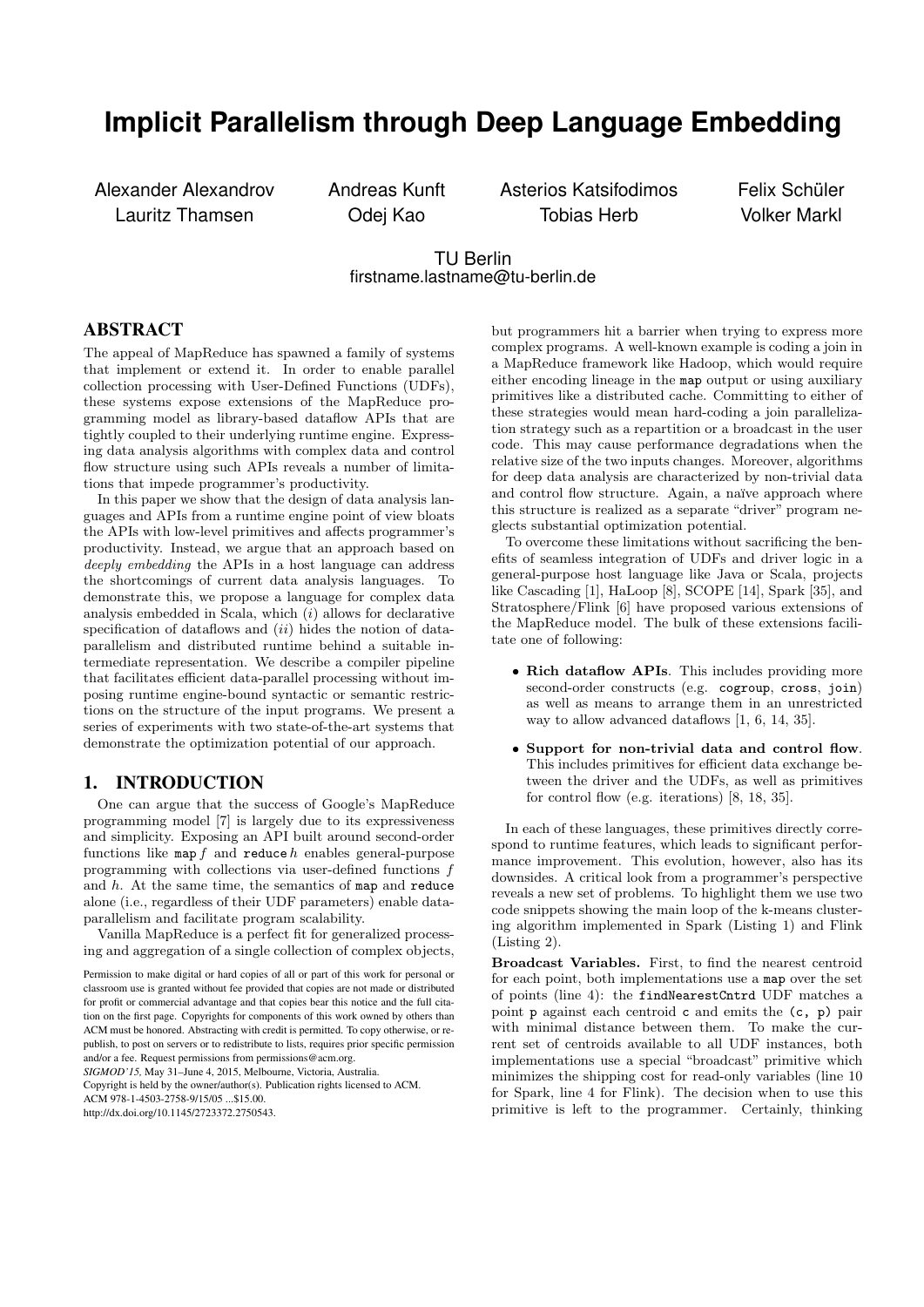# Implicit Parallelism through Deep Language Embedding

Alexander Alexandrov, Andreas Kunft, Asterios Katsifodimos, Felix Schüler, Lauritz Thamsen, Odej Kao, Tobias Herb, Volker Markl

TU Berlin
firstname.lastname@tu-berlin.de

## ABSTRACT

The appeal of MapReduce has spawned a family of systems that implement or extend it. In order to enable parallel collection processing with User-Defined Functions (UDFs), these systems expose extensions of the MapReduce programming model as library-based dataflow APIs that are tightly coupled to their underlying runtime engine. Expressing data analysis algorithms with complex data and control flow structure using such APIs reveals a number of limitations that impede programmer's productivity.

In this paper we show that the design of data analysis languages and APIs from a runtime engine point of view bloats the APIs with low-level primitives and affects programmer's productivity. Instead, we argue that an approach based on *deeply embedding* the APIs in a host language can address the shortcomings of current data analysis languages. To demonstrate this, we propose a language for complex data analysis embedded in Scala, which (*i*) allows for declarative specification of dataflows and (*ii*) hides the notion of data-parallelism and distributed runtime behind a suitable intermediate representation. We describe a compiler pipeline that facilitates efficient data-parallel processing without imposing runtime engine-bound syntactic or semantic restrictions on the structure of the input programs. We present a series of experiments with two state-of-the-art systems that demonstrate the optimization potential of our approach.

## 1. INTRODUCTION

One can argue that the success of Google's MapReduce programming model [7] is largely due to its expressiveness and simplicity. Exposing an API built around second-order functions like `map` $f$ and `reduce` $h$ enables general-purpose programming with collections via user-defined functions $f$ and $h$. At the same time, the semantics of `map` and `reduce` alone (i.e., regardless of their UDF parameters) enable data-parallelism and facilitate program scalability.

Vanilla MapReduce is a perfect fit for generalized processing and aggregation of a single collection of complex objects, but programmers hit a barrier when trying to express more complex programs. A well-known example is coding a join in a MapReduce framework like Hadoop, which would require either encoding lineage in the `map` output or using auxiliary primitives like a distributed cache. Committing to either of these strategies would mean hard-coding a join parallelization strategy such as a repartition or a broadcast in the user code. This may cause performance degradations when the relative size of the two inputs changes. Moreover, algorithms for deep data analysis are characterized by non-trivial data and control flow structure. Again, a naïve approach where this structure is realized as a separate "driver" program neglects substantial optimization potential.

To overcome these limitations without sacrificing the benefits of seamless integration of UDFs and driver logic in a general-purpose host language like Java or Scala, projects like Cascading [1], HaLoop [8], SCOPE [14], Spark [35], and Stratosphere/Flink [6] have proposed various extensions of the MapReduce model. The bulk of these extensions facilitate one of following:

- **Rich dataflow APIs**. This includes providing more second-order constructs (e.g. `cogroup`, `cross`, `join`) as well as means to arrange them in an unrestricted way to allow advanced dataflows [1, 6, 14, 35].
- **Support for non-trivial data and control flow**. This includes primitives for efficient data exchange between the driver and the UDFs, as well as primitives for control flow (e.g. iterations) [8, 18, 35].

In each of these languages, these primitives directly correspond to runtime features, which leads to significant performance improvement. This evolution, however, also has its downsides. A critical look from a programmer's perspective reveals a new set of problems. To highlight them we use two code snippets showing the main loop of the k-means clustering algorithm implemented in Spark (Listing 1) and Flink (Listing 2).

**Broadcast Variables.** First, to find the nearest centroid for each point, both implementations use a `map` over the set of points (line 4): the `findNearestCntrd` UDF matches a point `p` against each centroid `c` and emits the `(c, p)` pair with minimal distance between them. To make the current set of centroids available to all UDF instances, both implementations use a special "broadcast" primitive which minimizes the shipping cost for read-only variables (line 10 for Spark, line 4 for Flink). The decision when to use this primitive is left to the programmer. Certainly, thinking

Permission to make digital or hard copies of all or part of this work for personal or classroom use is granted without fee provided that copies are not made or distributed for profit or commercial advantage and that copies bear this notice and the full citation on the first page. Copyrights for components of this work owned by others than ACM must be honored. Abstracting with credit is permitted. To copy otherwise, or republish, to post on servers or to redistribute to lists, requires prior specific permission and/or a fee. Request permissions from permissions@acm.org.
*SIGMOD'15*, May 31–June 4, 2015, Melbourne, Victoria, Australia.
Copyright is held by the owner/author(s). Publication rights licensed to ACM.
ACM 978-1-4503-2758-9/15/05 ...$15.00.
http://dx.doi.org/10.1145/2723372.2750543.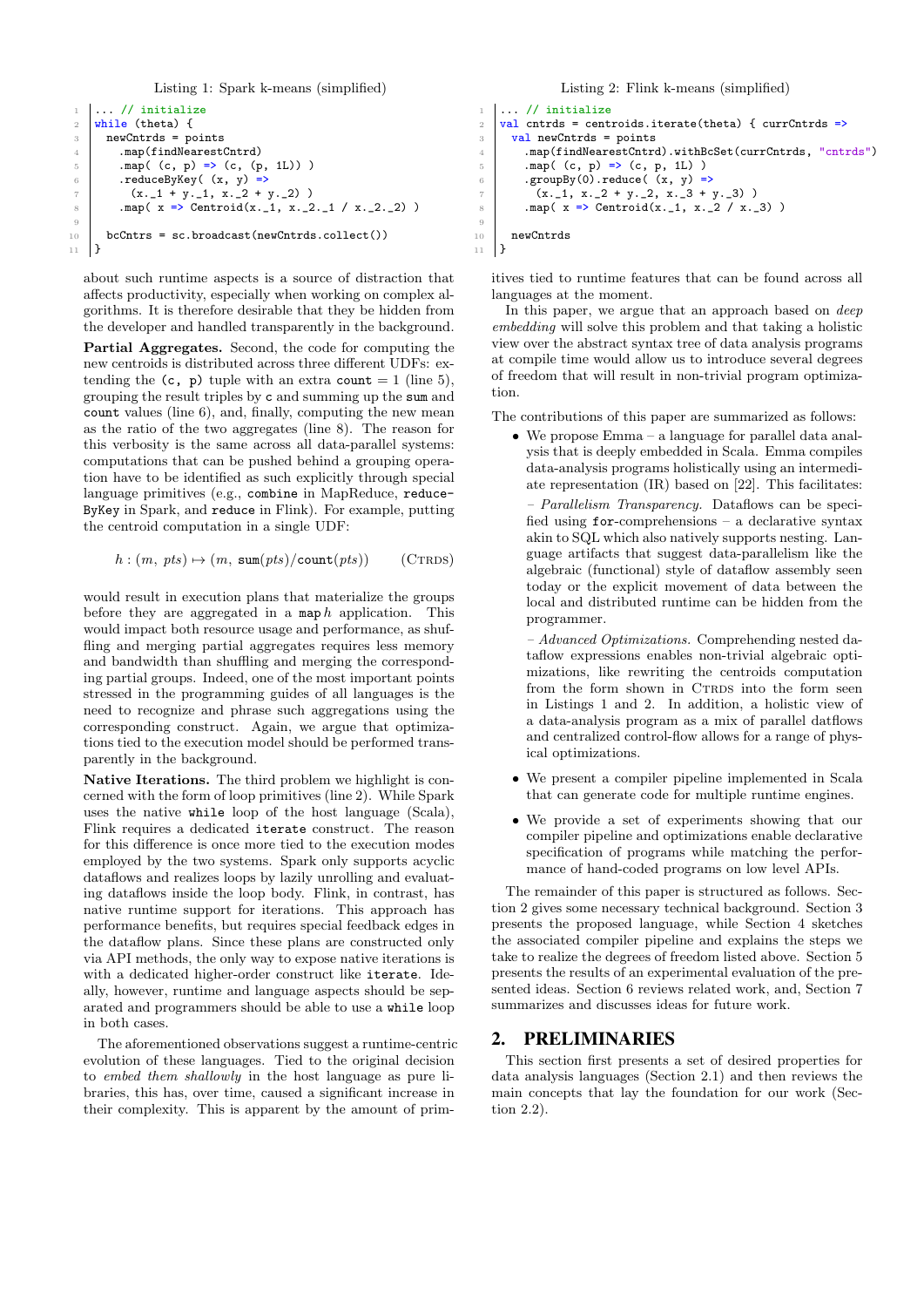Listing 1: Spark k-means (simplified)

```
... // initialize
while (theta) {
  newCntrds = points
    .map(findNearestCntrd)
    .map( (c, p) => (c, (p, 1L)) )
    .reduceByKey( (x, y) =>
      (x._1 + y._1, x._2 + y._2) )
    .map( x => Centroid(x._1, x._2._1 / x._2._2) )

  bcCntrs = sc.broadcast(newCntrds.collect())
}
```

Listing 2: Flink k-means (simplified)

```
... // initialize
val cntrds = centroids.iterate(theta) { currCntrds =>
  val newCntrds = points
    .map(findNearestCntrd).withBcSet(currCntrds, "cntrds")
    .map( (c, p) => (c, p, 1L) )
    .groupBy(0).reduce( (x, y) =>
      (x._1, x._2 + y._2, x._3 + y._3) )
    .map( x => Centroid(x._1, x._2 / x._3) )

  newCntrds
}
```

about such runtime aspects is a source of distraction that affects productivity, especially when working on complex algorithms. It is therefore desirable that they be hidden from the developer and handled transparently in the background.

**Partial Aggregates.** Second, the code for computing the new centroids is distributed across three different UDFs: extending the (c, p) tuple with an extra count = 1 (line 5), grouping the result triples by c and summing up the sum and count values (line 6), and, finally, computing the new mean as the ratio of the two aggregates (line 8). The reason for this verbosity is the same across all data-parallel systems: computations that can be pushed behind a grouping operation have to be identified as such explicitly through special language primitives (e.g., combine in MapReduce, reduceByKey in Spark, and reduce in Flink). For example, putting the centroid computation in a single UDF:

$$h : (m,\ pts) \mapsto (m,\ \mathtt{sum}(pts)/\mathtt{count}(pts)) \qquad (\textsc{Ctrds})$$

would result in execution plans that materialize the groups before they are aggregated in a map $h$ application. This would impact both resource usage and performance, as shuffling and merging partial aggregates requires less memory and bandwidth than shuffling and merging the corresponding partial groups. Indeed, one of the most important points stressed in the programming guides of all languages is the need to recognize and phrase such aggregations using the corresponding construct. Again, we argue that optimizations tied to the execution model should be performed transparently in the background.

**Native Iterations.** The third problem we highlight is concerned with the form of loop primitives (line 2). While Spark uses the native while loop of the host language (Scala), Flink requires a dedicated iterate construct. The reason for this difference is once more tied to the execution modes employed by the two systems. Spark only supports acyclic dataflows and realizes loops by lazily unrolling and evaluating dataflows inside the loop body. Flink, in contrast, has native runtime support for iterations. This approach has performance benefits, but requires special feedback edges in the dataflow plans. Since these plans are constructed only via API methods, the only way to expose native iterations is with a dedicated higher-order construct like iterate. Ideally, however, runtime and language aspects should be separated and programmers should be able to use a while loop in both cases.

The aforementioned observations suggest a runtime-centric evolution of these languages. Tied to the original decision to *embed them shallowly* in the host language as pure libraries, this has, over time, caused a significant increase in their complexity. This is apparent by the amount of primitives tied to runtime features that can be found across all languages at the moment.

In this paper, we argue that an approach based on *deep embedding* will solve this problem and that taking a holistic view over the abstract syntax tree of data analysis programs at compile time would allow us to introduce several degrees of freedom that will result in non-trivial program optimization.

The contributions of this paper are summarized as follows:

- We propose Emma – a language for parallel data analysis that is deeply embedded in Scala. Emma compiles data-analysis programs holistically using an intermediate representation (IR) based on [22]. This facilitates:

  – *Parallelism Transparency.* Dataflows can be specified using for-comprehensions – a declarative syntax akin to SQL which also natively supports nesting. Language artifacts that suggest data-parallelism like the algebraic (functional) style of dataflow assembly seen today or the explicit movement of data between the local and distributed runtime can be hidden from the programmer.

  – *Advanced Optimizations.* Comprehending nested dataflow expressions enables non-trivial algebraic optimizations, like rewriting the centroids computation from the form shown in Ctrds into the form seen in Listings 1 and 2. In addition, a holistic view of a data-analysis program as a mix of parallel datflows and centralized control-flow allows for a range of physical optimizations.

- We present a compiler pipeline implemented in Scala that can generate code for multiple runtime engines.
- We provide a set of experiments showing that our compiler pipeline and optimizations enable declarative specification of programs while matching the performance of hand-coded programs on low level APIs.

The remainder of this paper is structured as follows. Section 2 gives some necessary technical background. Section 3 presents the proposed language, while Section 4 sketches the associated compiler pipeline and explains the steps we take to realize the degrees of freedom listed above. Section 5 presents the results of an experimental evaluation of the presented ideas. Section 6 reviews related work, and, Section 7 summarizes and discusses ideas for future work.

## 2. PRELIMINARIES

This section first presents a set of desired properties for data analysis languages (Section 2.1) and then reviews the main concepts that lay the foundation for our work (Section 2.2).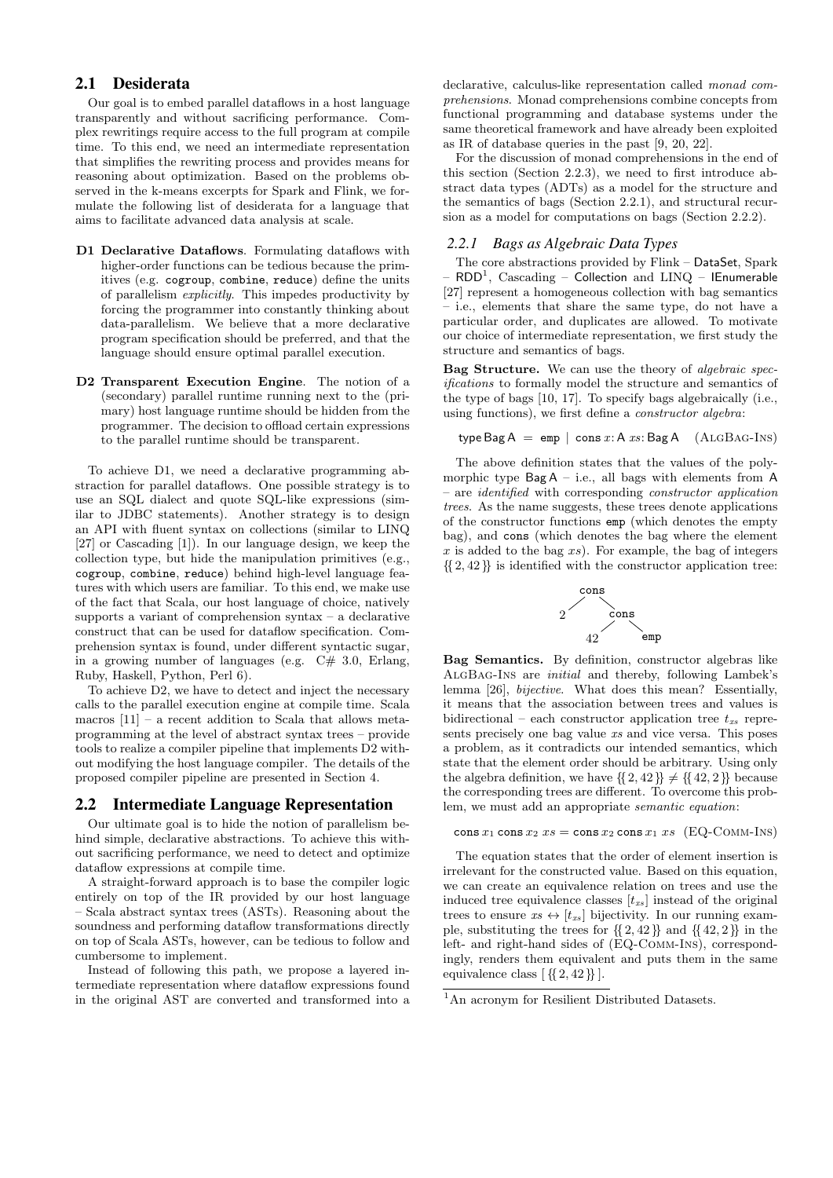## 2.1 Desiderata

Our goal is to embed parallel dataflows in a host language transparently and without sacrificing performance. Complex rewritings require access to the full program at compile time. To this end, we need an intermediate representation that simplifies the rewriting process and provides means for reasoning about optimization. Based on the problems observed in the k-means excerpts for Spark and Flink, we formulate the following list of desiderata for a language that aims to facilitate advanced data analysis at scale.

- **D1 Declarative Dataflows**. Formulating dataflows with higher-order functions can be tedious because the primitives (e.g. `cogroup`, `combine`, `reduce`) define the units of parallelism *explicitly*. This impedes productivity by forcing the programmer into constantly thinking about data-parallelism. We believe that a more declarative program specification should be preferred, and that the language should ensure optimal parallel execution.
- **D2 Transparent Execution Engine**. The notion of a (secondary) parallel runtime running next to the (primary) host language runtime should be hidden from the programmer. The decision to offload certain expressions to the parallel runtime should be transparent.

To achieve D1, we need a declarative programming abstraction for parallel dataflows. One possible strategy is to use an SQL dialect and quote SQL-like expressions (similar to JDBC statements). Another strategy is to design an API with fluent syntax on collections (similar to LINQ [27] or Cascading [1]). In our language design, we keep the collection type, but hide the manipulation primitives (e.g., `cogroup`, `combine`, `reduce`) behind high-level language features with which users are familiar. To this end, we make use of the fact that Scala, our host language of choice, natively supports a variant of comprehension syntax – a declarative construct that can be used for dataflow specification. Comprehension syntax is found, under different syntactic sugar, in a growing number of languages (e.g. C# 3.0, Erlang, Ruby, Haskell, Python, Perl 6).

To achieve D2, we have to detect and inject the necessary calls to the parallel execution engine at compile time. Scala macros [11] – a recent addition to Scala that allows metaprogramming at the level of abstract syntax trees – provide tools to realize a compiler pipeline that implements D2 without modifying the host language compiler. The details of the proposed compiler pipeline are presented in Section 4.

## 2.2 Intermediate Language Representation

Our ultimate goal is to hide the notion of parallelism behind simple, declarative abstractions. To achieve this without sacrificing performance, we need to detect and optimize dataflow expressions at compile time.

A straight-forward approach is to base the compiler logic entirely on top of the IR provided by our host language – Scala abstract syntax trees (ASTs). Reasoning about the soundness and performing dataflow transformations directly on top of Scala ASTs, however, can be tedious to follow and cumbersome to implement.

Instead of following this path, we propose a layered intermediate representation where dataflow expressions found in the original AST are converted and transformed into a declarative, calculus-like representation called *monad comprehensions*. Monad comprehensions combine concepts from functional programming and database systems under the same theoretical framework and have already been exploited as IR of database queries in the past [9, 20, 22].

For the discussion of monad comprehensions in the end of this section (Section 2.2.3), we need to first introduce abstract data types (ADTs) as a model for the structure and the semantics of bags (Section 2.2.1), and structural recursion as a model for computations on bags (Section 2.2.2).

### *2.2.1 Bags as Algebraic Data Types*

The core abstractions provided by Flink – DataSet, Spark – RDD[1], Cascading – Collection and LINQ – IEnumerable [27] represent a homogeneous collection with bag semantics – i.e., elements that share the same type, do not have a particular order, and duplicates are allowed. To motivate our choice of intermediate representation, we first study the structure and semantics of bags.

**Bag Structure.** We can use the theory of *algebraic specifications* to formally model the structure and semantics of the type of bags [10, 17]. To specify bags algebraically (i.e., using functions), we first define a *constructor algebra*:

$$\mathsf{type\,Bag\,A} \;=\; \mathtt{emp} \;|\; \mathtt{cons}\; x{:}\,\mathsf{A}\; xs{:}\,\mathsf{Bag\,A} \quad (\text{AlgBag-Ins})$$

The above definition states that the values of the polymorphic type $\mathsf{Bag\,A}$ – i.e., all bags with elements from $\mathsf{A}$ – are *identified* with corresponding *constructor application trees*. As the name suggests, these trees denote applications of the constructor functions `emp` (which denotes the empty bag), and `cons` (which denotes the bag where the element $x$ is added to the bag $xs$). For example, the bag of integers $\{\{2, 42\}\}$ is identified with the constructor application tree:

```
    cons
   /    \
  2     cons
       /    \
      42    emp
```

**Bag Semantics.** By definition, constructor algebras like AlgBag-Ins are *initial* and thereby, following Lambek's lemma [26], *bijective*. What does this mean? Essentially, it means that the association between trees and values is bidirectional – each constructor application tree $t_{xs}$ represents precisely one bag value $xs$ and vice versa. This poses a problem, as it contradicts our intended semantics, which state that the element order should be arbitrary. Using only the algebra definition, we have $\{\{2, 42\}\} \neq \{\{42, 2\}\}$ because the corresponding trees are different. To overcome this problem, we must add an appropriate *semantic equation*:

$$\mathtt{cons}\, x_1\, \mathtt{cons}\, x_2\, xs = \mathtt{cons}\, x_2\, \mathtt{cons}\, x_1\, xs \quad (\text{Eq-Comm-Ins})$$

The equation states that the order of element insertion is irrelevant for the constructed value. Based on this equation, we can create an equivalence relation on trees and use the induced tree equivalence classes $[t_{xs}]$ instead of the original trees to ensure $xs \leftrightarrow [t_{xs}]$ bijectivity. In our running example, substituting the trees for $\{\{2, 42\}\}$ and $\{\{42, 2\}\}$ in the left- and right-hand sides of (Eq-Comm-Ins), correspondingly, renders them equivalent and puts them in the same equivalence class $[\,\{\{2, 42\}\}\,]$.

[1]An acronym for Resilient Distributed Datasets.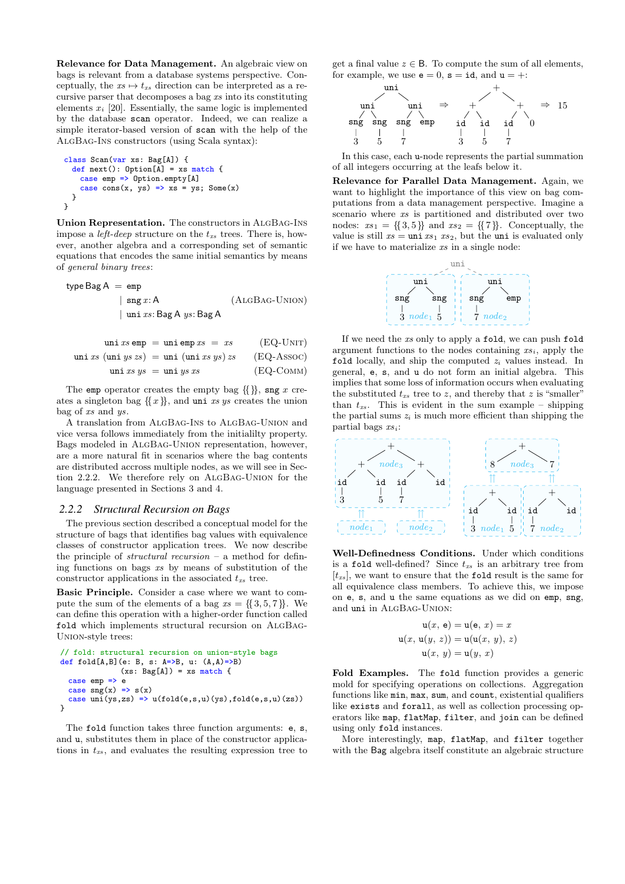**Relevance for Data Management.** An algebraic view on bags is relevant from a database systems perspective. Conceptually, the $xs \mapsto t_{xs}$ direction can be interpreted as a recursive parser that decomposes a bag $xs$ into its constituting elements $x_i$ [20]. Essentially, the same logic is implemented by the database `scan` operator. Indeed, we can realize a simple iterator-based version of `scan` with the help of the AlgBag-Ins constructors (using Scala syntax):

```
class Scan(var xs: Bag[A]) {
  def next(): Option[A] = xs match {
    case emp => Option.empty[A]
    case cons(x, ys) => xs = ys; Some(x)
  }
}
```

**Union Representation.** The constructors in AlgBag-Ins impose a *left-deep* structure on the $t_{xs}$ trees. There is, however, another algebra and a corresponding set of semantic equations that encodes the same initial semantics by means of *general binary trees*:

$$\begin{aligned}\text{type Bag A} \ = \ & \texttt{emp} \\ | \ & \texttt{sng}\ x\text{: A} \qquad\qquad (\textsc{AlgBag-Union}) \\ | \ & \texttt{uni}\ xs\text{: Bag A}\ ys\text{: Bag A}\end{aligned}$$

$$\begin{aligned}\texttt{uni}\ xs\ \texttt{emp} \ &= \ \texttt{uni}\ \texttt{emp}\ xs \ = \ xs && (\textsc{Eq-Unit}) \\ \texttt{uni}\ xs\ (\texttt{uni}\ ys\ zs) \ &= \ \texttt{uni}\ (\texttt{uni}\ xs\ ys)\ zs && (\textsc{Eq-Assoc}) \\ \texttt{uni}\ xs\ ys \ &= \ \texttt{uni}\ ys\ xs && (\textsc{Eq-Comm})\end{aligned}$$

The `emp` operator creates the empty bag $\{\{\}\}$, `sng` $x$ creates a singleton bag $\{\{x\}\}$, and `uni` $xs$ $ys$ creates the union bag of $xs$ and $ys$.

A translation from AlgBag-Ins to AlgBag-Union and vice versa follows immediately from the initiality property. Bags modeled in AlgBag-Union representation, however, are a more natural fit in scenarios where the bag contents are distributed accross multiple nodes, as we will see in Section 2.2.2. We therefore rely on AlgBag-Union for the language presented in Sections 3 and 4.

### 2.2.2 Structural Recursion on Bags

The previous section described a conceptual model for the structure of bags that identifies bag values with equivalence classes of constructor application trees. We now describe the principle of *structural recursion* – a method for defining functions on bags $xs$ by means of substitution of the constructor applications in the associated $t_{xs}$ tree.

**Basic Principle.** Consider a case where we want to compute the sum of the elements of a bag $xs = \{\{3, 5, 7\}\}$. We can define this operation with a higher-order function called `fold` which implements structural recursion on AlgBag-Union-style trees:

```
// fold: structural recursion on union-style bags
def fold[A,B](e: B, s: A=>B, u: (A,A)=>B)
             (xs: Bag[A]) = xs match {
  case emp => e
  case sng(x) => s(x)
  case uni(ys,zs) => u(fold(e,s,u)(ys),fold(e,s,u)(zs))
}
```

The `fold` function takes three function arguments: `e`, `s`, and `u`, substitutes them in place of the constructor applications in $t_{xs}$, and evaluates the resulting expression tree to get a final value $z \in$ B. To compute the sum of all elements, for example, we use $\texttt{e} = 0$, $\texttt{s} = \texttt{id}$, and $\texttt{u} = +$:

```
            uni                              +
          /     \                          /   \
       uni       uni          =>         +       +        =>  15
      /   \     /   \                   / \     / \
    sng   sng  sng   emp              id  id   id  0
     |     |    |                      |   |    |
     3     5    7                      3   5    7
```

In this case, each `u`-node represents the partial summation of all integers occurring at the leafs below it.

**Relevance for Parallel Data Management.** Again, we want to highlight the importance of this view on bag computations from a data management perspective. Imagine a scenario where $xs$ is partitioned and distributed over two nodes: $xs_1 = \{\{3, 5\}\}$ and $xs_2 = \{\{7\}\}$. Conceptually, the value is still $xs = \texttt{uni}\ xs_1\ xs_2$, but the `uni` is evaluated only if we have to materialize $xs$ in a single node:

```
                  uni
           /             \
     [   uni     ]   [   uni     ]
     [  /   \    ]   [  /   \    ]
     [ sng   sng ]   [ sng   emp ]
     [  |     |  ]   [  |        ]
     [  3 node1 5]   [  7 node2  ]
```

If we need the $xs$ only to apply a `fold`, we can push `fold` argument functions to the nodes containing $xs_i$, apply the `fold` locally, and ship the computed $z_i$ values instead. In general, `e`, `s`, and `u` do not form an initial algebra. This implies that some loss of information occurs when evaluating the substituted $t_{xs}$ tree to $z$, and thereby that $z$ is "smaller" than $t_{xs}$. This is evident in the sum example – shipping the partial sums $z_i$ is much more efficient than shipping the partial bags $xs_i$:

```
[          +            ]          [      +      ]
[        /   \          ]          [    /   \    ]
[      +  node3  +      ]          [   8 node3 7 ]
[     / \       / \     ]               ⇈       ⇈
[   id  id    id   id   ]          [   +   ]  [   +   ]
[    |   |     |        ]          [  / \  ]  [  / \  ]
[    3   5     7        ]          [ id  id]  [ id  id]
       ⇈          ⇈                [  |   |]  [  |    ]
    [node1]    [node2]             [ 3 node1 5] [ 7 node2 ]
```

**Well-Definedness Conditions.** Under which conditions is a `fold` well-defined? Since $t_{xs}$ is an arbitrary tree from $[t_{xs}]$, we want to ensure that the `fold` result is the same for all equivalence class members. To achieve this, we impose on `e`, `s`, and `u` the same equations as we did on `emp`, `sng`, and `uni` in AlgBag-Union:

$$\begin{aligned}\texttt{u}(x, \texttt{e}) = \texttt{u}(\texttt{e}, x) &= x \\ \texttt{u}(x, \texttt{u}(y, z)) &= \texttt{u}(\texttt{u}(x, y), z) \\ \texttt{u}(x, y) &= \texttt{u}(y, x)\end{aligned}$$

**Fold Examples.** The `fold` function provides a generic mold for specifying operations on collections. Aggregation functions like `min`, `max`, `sum`, and `count`, existential qualifiers like `exists` and `forall`, as well as collection processing operators like `map`, `flatMap`, `filter`, and `join` can be defined using only `fold` instances.

More interestingly, `map`, `flatMap`, and `filter` together with the Bag algebra itself constitute an algebraic structure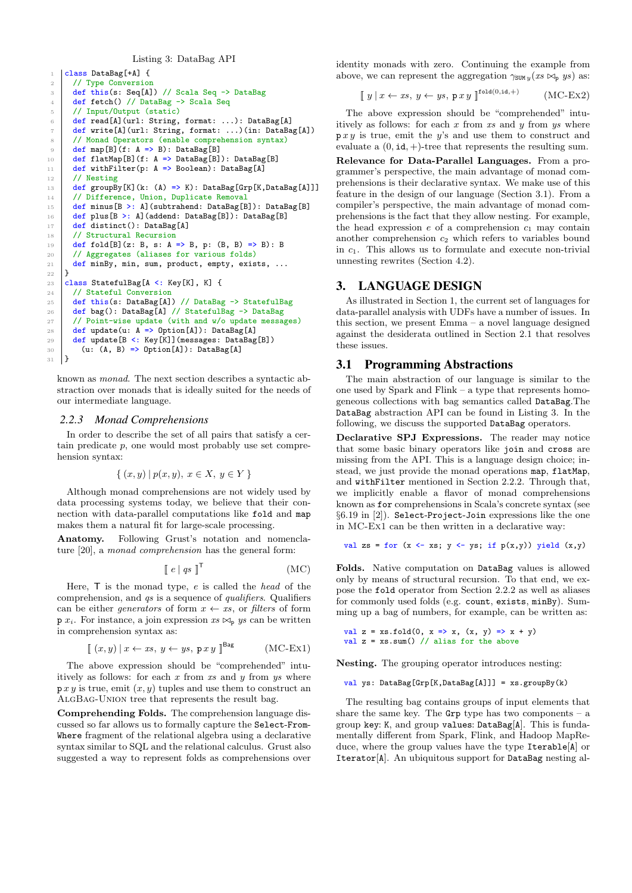Listing 3: DataBag API

```
class DataBag[+A] {
  // Type Conversion
  def this(s: Seq[A]) // Scala Seq -> DataBag
  def fetch() // DataBag -> Scala Seq
  // Input/Output (static)
  def read[A](url: String, format: ...): DataBag[A]
  def write[A](url: String, format: ...)(in: DataBag[A])
  // Monad Operators (enable comprehension syntax)
  def map[B](f: A => B): DataBag[B]
  def flatMap[B](f: A => DataBag[B]): DataBag[B]
  def withFilter(p: A => Boolean): DataBag[A]
  // Nesting
  def groupBy[K](k: (A) => K): DataBag[Grp[K,DataBag[A]]]
  // Difference, Union, Duplicate Removal
  def minus[B >: A](subtrahend: DataBag[B]): DataBag[B]
  def plus[B >: A](addend: DataBag[B]): DataBag[B]
  def distinct(): DataBag[A]
  // Structural Recursion
  def fold[B](z: B, s: A => B, p: (B, B) => B): B
  // Aggregates (aliases for various folds)
  def minBy, min, sum, product, empty, exists, ...
}
class StatefulBag[A <: Key[K], K] {
  // Stateful Conversion
  def this(s: DataBag[A]) // DataBag -> StatefulBag
  def bag(): DataBag[A] // StatefulBag -> DataBag
  // Point-wise update (with and w/o update messages)
  def update(u: A => Option[A]): DataBag[A]
  def update[B <: Key[K]](messages: DataBag[B])
    (u: (A, B) => Option[A]): DataBag[A]
}
```

known as *monad*. The next section describes a syntactic abstraction over monads that is ideally suited for the needs of our intermediate language.

### 2.2.3 Monad Comprehensions

In order to describe the set of all pairs that satisfy a certain predicate $p$, one would most probably use set comprehension syntax:

$$\{ (x, y) \mid p(x, y),\ x \in X,\ y \in Y \}$$

Although monad comprehensions are not widely used by data processing systems today, we believe that their connection with data-parallel computations like `fold` and `map` makes them a natural fit for large-scale processing.

**Anatomy.** Following Grust's notation and nomenclature [20], a *monad comprehension* has the general form:

$$[\![\ e \mid qs\ ]\!]^{\mathsf{T}} \qquad \text{(MC)}$$

Here, $\mathsf{T}$ is the monad type, $e$ is called the *head* of the comprehension, and $qs$ is a sequence of *qualifiers*. Qualifiers can be either *generators* of form $x \leftarrow xs$, or *filters* of form $\mathsf{p}\ x_i$. For instance, a join expression $xs \bowtie_{\mathsf{p}} ys$ can be written in comprehension syntax as:

$$[\![\ (x, y) \mid x \leftarrow xs,\ y \leftarrow ys,\ \mathsf{p}\,x\,y\ ]\!]^{\mathsf{Bag}} \qquad \text{(MC-Ex1)}$$

The above expression should be "comprehended" intuitively as follows: for each $x$ from $xs$ and $y$ from $ys$ where $\mathsf{p}\,x\,y$ is true, emit $(x, y)$ tuples and use them to construct an AlgBag-Union tree that represents the result bag.

**Comprehending Folds.** The comprehension language discussed so far allows us to formally capture the Select-From-Where fragment of the relational algebra using a declarative syntax similar to SQL and the relational calculus. Grust also suggested a way to represent folds as comprehensions over identity monads with zero. Continuing the example from above, we can represent the aggregation $\gamma_{\mathtt{SUM}\,y}(xs \bowtie_{\mathsf{p}} ys)$ as:

$$[\![\ y \mid x \leftarrow xs,\ y \leftarrow ys,\ \mathsf{p}\,x\,y\ ]\!]^{\mathtt{fold}(0,\mathtt{id},+)} \qquad \text{(MC-Ex2)}$$

The above expression should be "comprehended" intuitively as follows: for each $x$ from $xs$ and $y$ from $ys$ where $\mathsf{p}\,x\,y$'s is true, emit the $y$'s and use them to construct and evaluate a $(0, \mathtt{id}, +)$-tree that represents the resulting sum.

**Relevance for Data-Parallel Languages.** From a programmer's perspective, the main advantage of monad comprehensions is their declarative syntax. We make use of this feature in the design of our language (Section 3.1). From a compiler's perspective, the main advantage of monad comprehensions is the fact that they allow nesting. For example, the head expression $e$ of a comprehension $c_1$ may contain another comprehension $c_2$ which refers to variables bound in $c_1$. This allows us to formulate and execute non-trivial unnesting rewrites (Section 4.2).

# 3. LANGUAGE DESIGN

As illustrated in Section 1, the current set of languages for data-parallel analysis with UDFs have a number of issues. In this section, we present Emma – a novel language designed against the desiderata outlined in Section 2.1 that resolves these issues.

## 3.1 Programming Abstractions

The main abstraction of our language is similar to the one used by Spark and Flink – a type that represents homogeneous collections with bag semantics called `DataBag`.The `DataBag` abstraction API can be found in Listing 3. In the following, we discuss the supported `DataBag` operators.

**Declarative SPJ Expressions.** The reader may notice that some basic binary operators like `join` and `cross` are missing from the API. This is a language design choice; instead, we just provide the monad operations `map`, `flatMap`, and `withFilter` mentioned in Section 2.2.2. Through that, we implicitly enable a flavor of monad comprehensions known as `for` comprehensions in Scala's concrete syntax (see §6.19 in [2]). Select-Project-Join expressions like the one in MC-Ex1 can be then written in a declarative way:

```
val zs = for (x <- xs; y <- ys; if p(x,y)) yield (x,y)
```

**Folds.** Native computation on `DataBag` values is allowed only by means of structural recursion. To that end, we expose the `fold` operator from Section 2.2.2 as well as aliases for commonly used folds (e.g. `count`, `exists`, `minBy`). Summing up a bag of numbers, for example, can be written as:

```
val z = xs.fold(0, x => x, (x, y) => x + y)
val z = xs.sum() // alias for the above
```

**Nesting.** The grouping operator introduces nesting:

```
val ys: DataBag[Grp[K,DataBag[A]]] = xs.groupBy(k)
```

The resulting bag contains groups of input elements that share the same key. The `Grp` type has two components – a group `key: K`, and group `values: DataBag[A]`. This is fundamentally different from Spark, Flink, and Hadoop MapReduce, where the group values have the type `Iterable[A]` or `Iterator[A]`. An ubiquitous support for `DataBag` nesting al-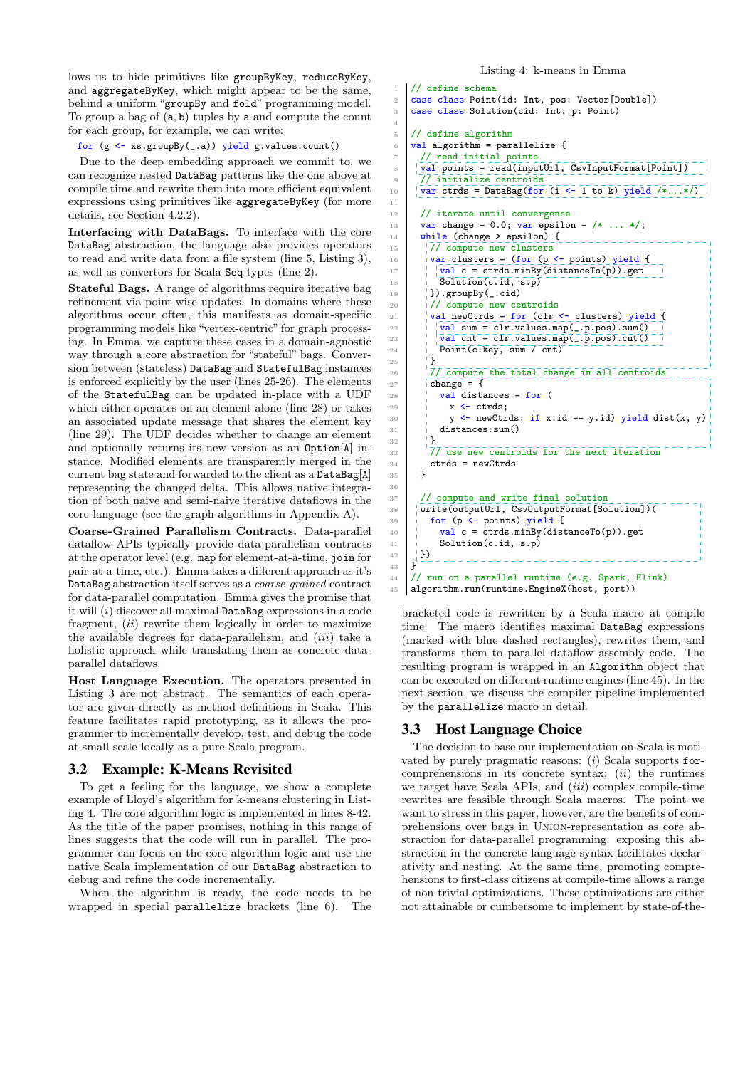lows us to hide primitives like `groupByKey`, `reduceByKey`, and `aggregateByKey`, which might appear to be the same, behind a uniform "`groupBy` and `fold`" programming model. To group a bag of (a, b) tuples by a and compute the count for each group, for example, we can write:

```
for (g <- xs.groupBy(_.a)) yield g.values.count()
```

Due to the deep embedding approach we commit to, we can recognize nested `DataBag` patterns like the one above at compile time and rewrite them into more efficient equivalent expressions using primitives like `aggregateByKey` (for more details, see Section 4.2.2).

**Interfacing with DataBags.** To interface with the core `DataBag` abstraction, the language also provides operators to read and write data from a file system (line 5, Listing 3), as well as convertors for Scala `Seq` types (line 2).

**Stateful Bags.** A range of algorithms require iterative bag refinement via point-wise updates. In domains where these algorithms occur often, this manifests as domain-specific programming models like "vertex-centric" for graph processing. In Emma, we capture these cases in a domain-agnostic way through a core abstraction for "stateful" bags. Conversion between (stateless) `DataBag` and `StatefulBag` instances is enforced explicitly by the user (lines 25-26). The elements of the `StatefulBag` can be updated in-place with a UDF which either operates on an element alone (line 28) or takes an associated update message that shares the element key (line 29). The UDF decides whether to change an element and optionally returns its new version as an `Option[A]` instance. Modified elements are transparently merged in the current bag state and forwarded to the client as a `DataBag[A]` representing the changed delta. This allows native integration of both naive and semi-naive iterative dataflows in the core language (see the graph algorithms in Appendix A).

**Coarse-Grained Parallelism Contracts.** Data-parallel dataflow APIs typically provide data-parallelism contracts at the operator level (e.g. `map` for element-at-a-time, `join` for pair-at-a-time, etc.). Emma takes a different approach as it's `DataBag` abstraction itself serves as a *coarse-grained* contract for data-parallel computation. Emma gives the promise that it will (*i*) discover all maximal `DataBag` expressions in a code fragment, (*ii*) rewrite them logically in order to maximize the available degrees for data-parallelism, and (*iii*) take a holistic approach while translating them as concrete data-parallel dataflows.

**Host Language Execution.** The operators presented in Listing 3 are not abstract. The semantics of each operator are given directly as method definitions in Scala. This feature facilitates rapid prototyping, as it allows the programmer to incrementally develop, test, and debug the code at small scale locally as a pure Scala program.

## 3.2 Example: K-Means Revisited

To get a feeling for the language, we show a complete example of Lloyd's algorithm for k-means clustering in Listing 4. The core algorithm logic is implemented in lines 8-42. As the title of the paper promises, nothing in this range of lines suggests that the code will run in parallel. The programmer can focus on the core algorithm logic and use the native Scala implementation of our `DataBag` abstraction to debug and refine the code incrementally.

When the algorithm is ready, the code needs to be wrapped in special `parallelize` brackets (line 6). The

Listing 4: k-means in Emma

```
// define schema
case class Point(id: Int, pos: Vector[Double])
case class Solution(cid: Int, p: Point)

// define algorithm
val algorithm = parallelize {
  // read initial points
  val points = read(inputUrl, CsvInputFormat[Point])
  // initialize centroids
  var ctrds = DataBag(for (i <- 1 to k) yield /*...*/)

  // iterate until convergence
  var change = 0.0; var epsilon = /* ... */;
  while (change > epsilon) {
    // compute new clusters
    var clusters = (for (p <- points) yield {
      val c = ctrds.minBy(distanceTo(p)).get
      Solution(c.id, s.p)
    }).groupBy(_.cid)
    // compute new centroids
    val newCtrds = for (clr <- clusters) yield {
      val sum = clr.values.map(_.p.pos).sum()
      val cnt = clr.values.map(_.p.pos).cnt()
      Point(c.key, sum / cnt)
    }
    // compute the total change in all centroids
    change = {
      val distances = for (
        x <- ctrds;
        y <- newCtrds; if x.id == y.id) yield dist(x, y)
      distances.sum()
    }
    // use new centroids for the next iteration
    ctrds = newCtrds
  }

  // compute and write final solution
  write(outputUrl, CsvOutputFormat[Solution])(
    for (p <- points) yield {
      val c = ctrds.minBy(distanceTo(p)).get
      Solution(c.id, s.p)
  })
}
// run on a parallel runtime (e.g. Spark, Flink)
algorithm.run(runtime.EngineX(host, port))
```

bracketed code is rewritten by a Scala macro at compile time. The macro identifies maximal `DataBag` expressions (marked with blue dashed rectangles), rewrites them, and transforms them to parallel dataflow assembly code. The resulting program is wrapped in an `Algorithm` object that can be executed on different runtime engines (line 45). In the next section, we discuss the compiler pipeline implemented by the `parallelize` macro in detail.

## 3.3 Host Language Choice

The decision to base our implementation on Scala is motivated by purely pragmatic reasons: (*i*) Scala supports `for`-comprehensions in its concrete syntax; (*ii*) the runtimes we target have Scala APIs, and (*iii*) complex compile-time rewrites are feasible through Scala macros. The point we want to stress in this paper, however, are the benefits of comprehensions over bags in Union-representation as core abstraction for data-parallel programming: exposing this abstraction in the concrete language syntax facilitates declarativity and nesting. At the same time, promoting comprehensions to first-class citizens at compile-time allows a range of non-trivial optimizations. These optimizations are either not attainable or cumbersome to implement by state-of-the-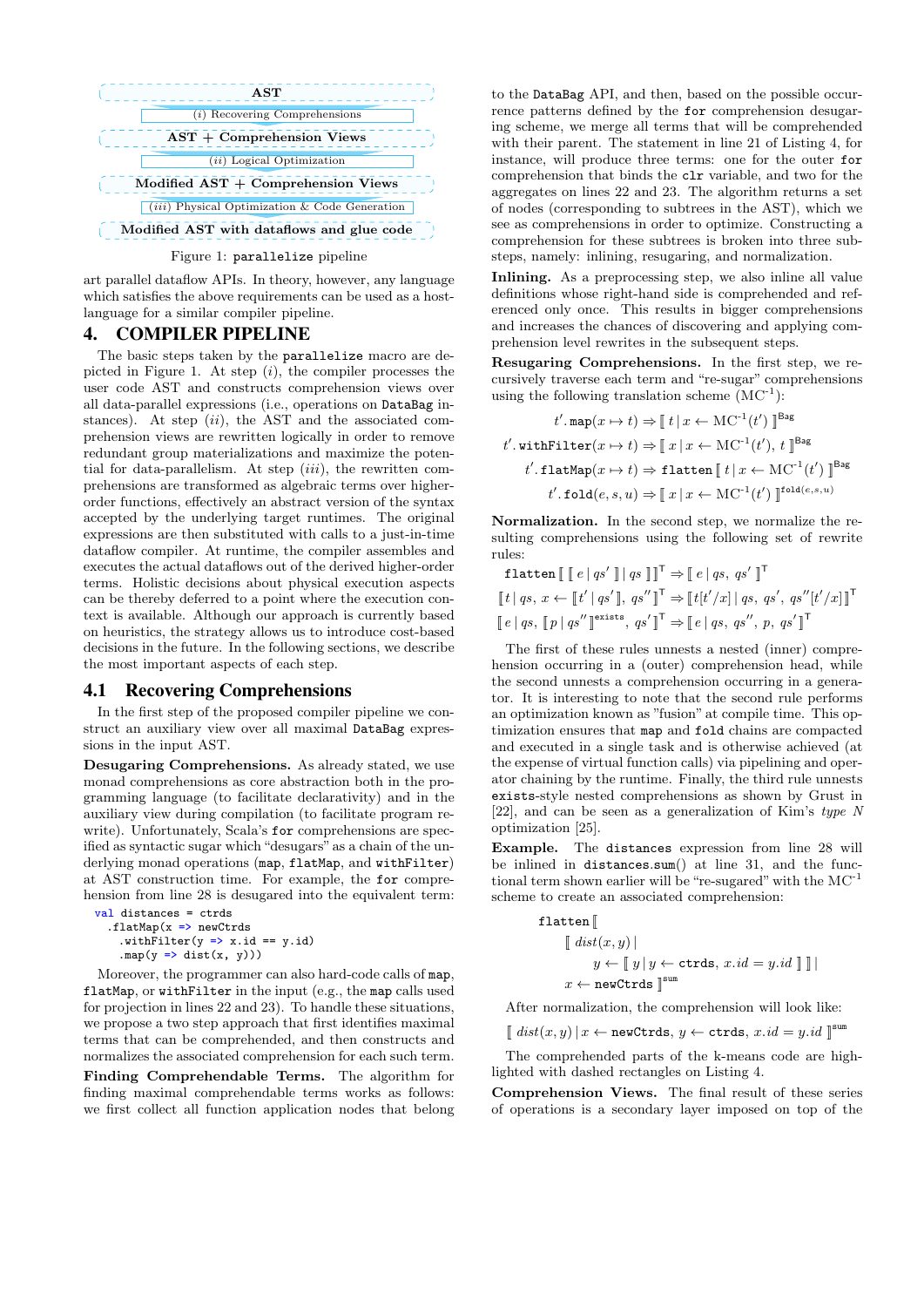AST

(i) Recovering Comprehensions

AST + Comprehension Views

(ii) Logical Optimization

Modified AST + Comprehension Views

(iii) Physical Optimization & Code Generation

Modified AST with dataflows and glue code

Figure 1: `parallelize` pipeline

art parallel dataflow APIs. In theory, however, any language which satisfies the above requirements can be used as a host-language for a similar compiler pipeline.

# 4. COMPILER PIPELINE

The basic steps taken by the `parallelize` macro are depicted in Figure 1. At step (*i*), the compiler processes the user code AST and constructs comprehension views over all data-parallel expressions (i.e., operations on `DataBag` instances). At step (*ii*), the AST and the associated comprehension views are rewritten logically in order to remove redundant group materializations and maximize the potential for data-parallelism. At step (*iii*), the rewritten comprehensions are transformed as algebraic terms over higher-order functions, effectively an abstract version of the syntax accepted by the underlying target runtimes. The original expressions are then substituted with calls to a just-in-time dataflow compiler. At runtime, the compiler assembles and executes the actual dataflows out of the derived higher-order terms. Holistic decisions about physical execution aspects can be thereby deferred to a point where the execution context is available. Although our approach is currently based on heuristics, the strategy allows us to introduce cost-based decisions in the future. In the following sections, we describe the most important aspects of each step.

## 4.1 Recovering Comprehensions

In the first step of the proposed compiler pipeline we construct an auxiliary view over all maximal `DataBag` expressions in the input AST.

**Desugaring Comprehensions.** As already stated, we use monad comprehensions as core abstraction both in the programming language (to facilitate declarativity) and in the auxiliary view during compilation (to facilitate program rewrite). Unfortunately, Scala's `for` comprehensions are specified as syntactic sugar which "desugars" as a chain of the underlying monad operations (`map`, `flatMap`, and `withFilter`) at AST construction time. For example, the `for` comprehension from line 28 is desugared into the equivalent term:

```
val distances = ctrds
  .flatMap(x => newCtrds
    .withFilter(y => x.id == y.id)
    .map(y => dist(x, y)))
```

Moreover, the programmer can also hard-code calls of `map`, `flatMap`, or `withFilter` in the input (e.g., the `map` calls used for projection in lines 22 and 23). To handle these situations, we propose a two step approach that first identifies maximal terms that can be comprehended, and then constructs and normalizes the associated comprehension for each such term.

**Finding Comprehendable Terms.** The algorithm for finding maximal comprehendable terms works as follows: we first collect all function application nodes that belong to the `DataBag` API, and then, based on the possible occurrence patterns defined by the `for` comprehension desugaring scheme, we merge all terms that will be comprehended with their parent. The statement in line 21 of Listing 4, for instance, will produce three terms: one for the outer `for` comprehension that binds the `clr` variable, and two for the aggregates on lines 22 and 23. The algorithm returns a set of nodes (corresponding to subtrees in the AST), which we see as comprehensions in order to optimize. Constructing a comprehension for these subtrees is broken into three substeps, namely: inlining, resugaring, and normalization.

**Inlining.** As a preprocessing step, we also inline all value definitions whose right-hand side is comprehended and referenced only once. This results in bigger comprehensions and increases the chances of discovering and applying comprehension level rewrites in the subsequent steps.

**Resugaring Comprehensions.** In the first step, we recursively traverse each term and "re-sugar" comprehensions using the following translation scheme ($\text{MC}^{-1}$):

$$t'.\texttt{map}(x \mapsto t) \Rightarrow [\![\, t \mid x \leftarrow \text{MC}^{-1}(t') \,]\!]^{\text{Bag}}$$

$$t'.\texttt{withFilter}(x \mapsto t) \Rightarrow [\![\, x \mid x \leftarrow \text{MC}^{-1}(t'),\ t \,]\!]^{\text{Bag}}$$

$$t'.\texttt{flatMap}(x \mapsto t) \Rightarrow \texttt{flatten}\,[\![\, t \mid x \leftarrow \text{MC}^{-1}(t') \,]\!]^{\text{Bag}}$$

$$t'.\texttt{fold}(e, s, u) \Rightarrow [\![\, x \mid x \leftarrow \text{MC}^{-1}(t') \,]\!]^{\text{fold}(e,s,u)}$$

**Normalization.** In the second step, we normalize the resulting comprehensions using the following set of rewrite rules:

$$\texttt{flatten}\,[\![\, [\![\, e \mid qs' \,]\!] \mid qs \,]\!]^{\text{T}} \Rightarrow [\![\, e \mid qs,\ qs' \,]\!]^{\text{T}}$$

$$[\![\, t \mid qs,\ x \leftarrow [\![\, t' \mid qs' \,]\!],\ qs'' \,]\!]^{\text{T}} \Rightarrow [\![\, t[t'/x] \mid qs,\ qs',\ qs''[t'/x] \,]\!]^{\text{T}}$$

$$[\![\, e \mid qs,\ [\![\, p \mid qs'' \,]\!]^{\text{exists}},\ qs' \,]\!]^{\text{T}} \Rightarrow [\![\, e \mid qs,\ qs'',\ p,\ qs' \,]\!]^{\text{T}}$$

The first of these rules unnests a nested (inner) comprehension occurring in a (outer) comprehension head, while the second unnests a comprehension occurring in a generator. It is interesting to note that the second rule performs an optimization known as "fusion" at compile time. This optimization ensures that `map` and `fold` chains are compacted and executed in a single task and is otherwise achieved (at the expense of virtual function calls) via pipelining and operator chaining by the runtime. Finally, the third rule unnests `exists`-style nested comprehensions as shown by Grust in [22], and can be seen as a generalization of Kim's *type N* optimization [25].

**Example.** The `distances` expression from line 28 will be inlined in `distances.sum()` at line 31, and the functional term shown earlier will be "re-sugared" with the $\text{MC}^{-1}$ scheme to create an associated comprehension:

$$\begin{aligned}
&\texttt{flatten}\,[\![ \\
&\quad [\![\, \mathit{dist}(x, y) \mid \\
&\qquad y \leftarrow [\![\, y \mid y \leftarrow \texttt{ctrds},\ x.\mathit{id} = y.\mathit{id} \,]\!] \,]\!] \mid \\
&\quad x \leftarrow \texttt{newCtrds} \,]\!]^{\text{sum}}
\end{aligned}$$

After normalization, the comprehension will look like:

$$[\![\, \mathit{dist}(x, y) \mid x \leftarrow \texttt{newCtrds},\ y \leftarrow \texttt{ctrds},\ x.\mathit{id} = y.\mathit{id} \,]\!]^{\text{sum}}$$

The comprehended parts of the k-means code are highlighted with dashed rectangles on Listing 4.

**Comprehension Views.** The final result of these series of operations is a secondary layer imposed on top of the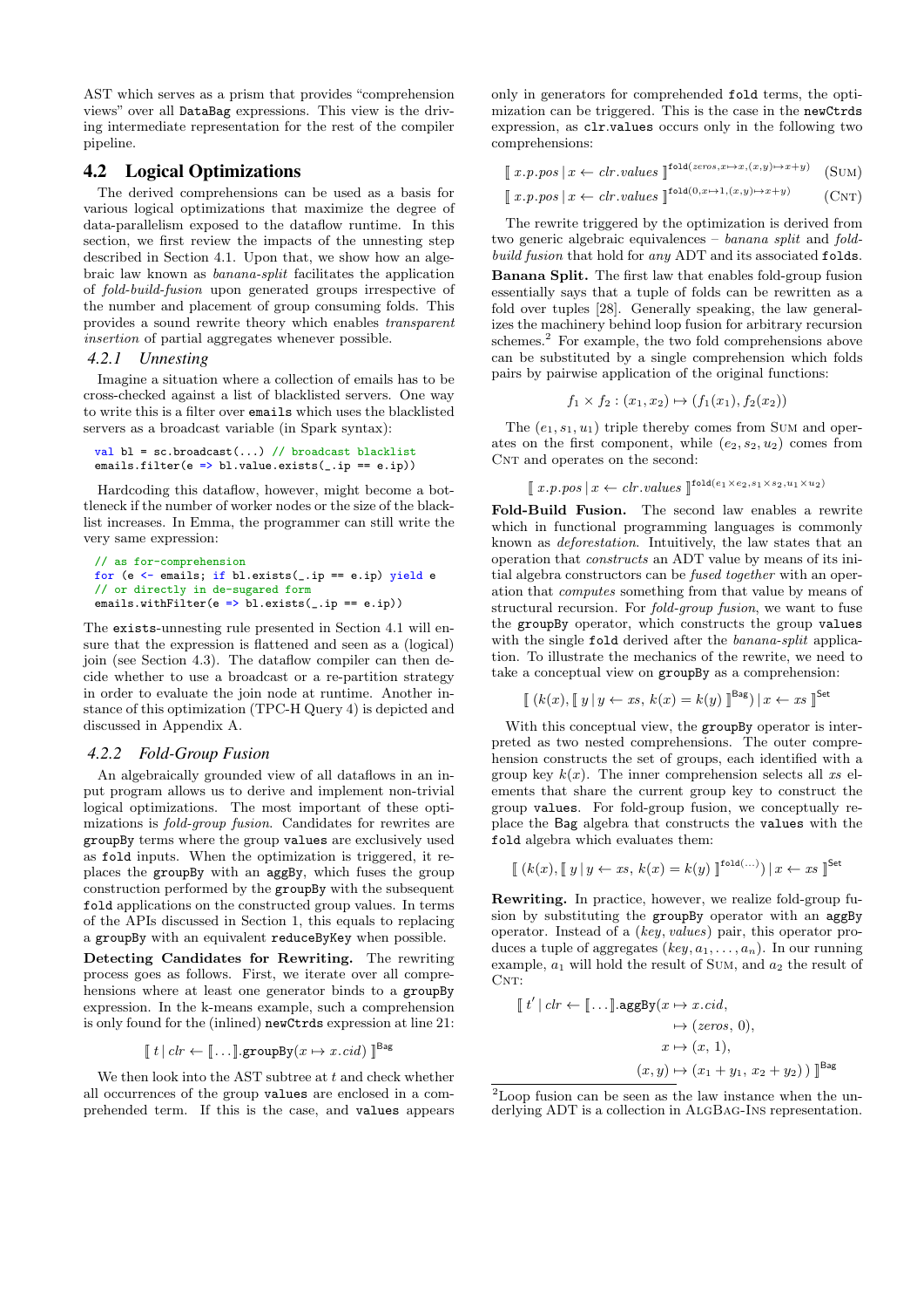AST which serves as a prism that provides "comprehension views" over all `DataBag` expressions. This view is the driving intermediate representation for the rest of the compiler pipeline.

## 4.2 Logical Optimizations

The derived comprehensions can be used as a basis for various logical optimizations that maximize the degree of data-parallelism exposed to the dataflow runtime. In this section, we first review the impacts of the unnesting step described in Section 4.1. Upon that, we show how an algebraic law known as *banana-split* facilitates the application of *fold-build-fusion* upon generated groups irrespective of the number and placement of group consuming folds. This provides a sound rewrite theory which enables *transparent insertion* of partial aggregates whenever possible.

### 4.2.1 Unnesting

Imagine a situation where a collection of emails has to be cross-checked against a list of blacklisted servers. One way to write this is a filter over `emails` which uses the blacklisted servers as a broadcast variable (in Spark syntax):

```
val bl = sc.broadcast(...) // broadcast blacklist
emails.filter(e => bl.value.exists(_.ip == e.ip))
```

Hardcoding this dataflow, however, might become a bottleneck if the number of worker nodes or the size of the blacklist increases. In Emma, the programmer can still write the very same expression:

```
// as for-comprehension
for (e <- emails; if bl.exists(_.ip == e.ip) yield e
// or directly in de-sugared form
emails.withFilter(e => bl.exists(_.ip == e.ip))
```

The `exists`-unnesting rule presented in Section 4.1 will ensure that the expression is flattened and seen as a (logical) join (see Section 4.3). The dataflow compiler can then decide whether to use a broadcast or a re-partition strategy in order to evaluate the join node at runtime. Another instance of this optimization (TPC-H Query 4) is depicted and discussed in Appendix A.

### 4.2.2 Fold-Group Fusion

An algebraically grounded view of all dataflows in an input program allows us to derive and implement non-trivial logical optimizations. The most important of these optimizations is *fold-group fusion*. Candidates for rewrites are `groupBy` terms where the group `values` are exclusively used as `fold` inputs. When the optimization is triggered, it replaces the `groupBy` with an `aggBy`, which fuses the group construction performed by the `groupBy` with the subsequent `fold` applications on the constructed group values. In terms of the APIs discussed in Section 1, this equals to replacing a `groupBy` with an equivalent `reduceByKey` when possible.

**Detecting Candidates for Rewriting.** The rewriting process goes as follows. First, we iterate over all comprehensions where at least one generator binds to a `groupBy` expression. In the k-means example, such a comprehension is only found for the (inlined) `newCtrds` expression at line 21:

$$[\![\, t \mid clr \leftarrow [\![\ldots]\!].\texttt{groupBy}(x \mapsto x.cid) \,]\!]^{\mathsf{Bag}}$$

We then look into the AST subtree at $t$ and check whether all occurrences of the group `values` are enclosed in a comprehended term. If this is the case, and `values` appears only in generators for comprehended `fold` terms, the optimization can be triggered. This is the case in the `newCtrds` expression, as `clr.values` occurs only in the following two comprehensions:

$$[\![\, x.p.pos \mid x \leftarrow clr.values \,]\!]^{\texttt{fold}(zeros,\, x\mapsto x,\, (x,y)\mapsto x+y)} \quad (\textsc{Sum})$$

$$[\![\, x.p.pos \mid x \leftarrow clr.values \,]\!]^{\texttt{fold}(0,\, x\mapsto 1,\, (x,y)\mapsto x+y)} \quad (\textsc{Cnt})$$

The rewrite triggered by the optimization is derived from two generic algebraic equivalences – *banana split* and *fold-build fusion* that hold for *any* ADT and its associated `folds`.

**Banana Split.** The first law that enables fold-group fusion essentially says that a tuple of folds can be rewritten as a fold over tuples [28]. Generally speaking, the law generalizes the machinery behind loop fusion for arbitrary recursion schemes.[2] For example, the two fold comprehensions above can be substituted by a single comprehension which folds pairs by pairwise application of the original functions:

$$f_1 \times f_2 : (x_1, x_2) \mapsto (f_1(x_1), f_2(x_2))$$

The $(e_1, s_1, u_1)$ triple thereby comes from Sum and operates on the first component, while $(e_2, s_2, u_2)$ comes from Cnt and operates on the second:

$$[\![\, x.p.pos \mid x \leftarrow clr.values \,]\!]^{\texttt{fold}(e_1\times e_2,\, s_1\times s_2,\, u_1\times u_2)}$$

**Fold-Build Fusion.** The second law enables a rewrite which in functional programming languages is commonly known as *deforestation*. Intuitively, the law states that an operation that *constructs* an ADT value by means of its initial algebra constructors can be *fused together* with an operation that *computes* something from that value by means of structural recursion. For *fold-group fusion*, we want to fuse the `groupBy` operator, which constructs the group `values` with the single `fold` derived after the *banana-split* application. To illustrate the mechanics of the rewrite, we need to take a conceptual view on `groupBy` as a comprehension:

$$[\![\, (k(x), [\![\, y \mid y \leftarrow xs,\ k(x) = k(y) \,]\!]^{\mathsf{Bag}}) \mid x \leftarrow xs \,]\!]^{\mathsf{Set}}$$

With this conceptual view, the `groupBy` operator is interpreted as two nested comprehensions. The outer comprehension constructs the set of groups, each identified with a group key $k(x)$. The inner comprehension selects all $xs$ elements that share the current group key to construct the group `values`. For fold-group fusion, we conceptually replace the `Bag` algebra that constructs the `values` with the `fold` algebra which evaluates them:

$$[\![\, (k(x), [\![\, y \mid y \leftarrow xs,\ k(x) = k(y) \,]\!]^{\texttt{fold}(\ldots)}) \mid x \leftarrow xs \,]\!]^{\mathsf{Set}}$$

**Rewriting.** In practice, however, we realize fold-group fusion by substituting the `groupBy` operator with an `aggBy` operator. Instead of a (*key*, *values*) pair, this operator produces a tuple of aggregates $(key, a_1, \ldots, a_n)$. In our running example, $a_1$ will hold the result of Sum, and $a_2$ the result of Cnt:

$$\begin{aligned}[\![\, t' \mid clr \leftarrow [\![\ldots]\!].\texttt{aggBy}(x &\mapsto x.cid, \\ &\mapsto (zeros,\, 0), \\ x &\mapsto (x,\, 1), \\ (x,y) &\mapsto (x_1 + y_1,\, x_2 + y_2)\,)\,]\!]^{\mathsf{Bag}}\end{aligned}$$

[2] Loop fusion can be seen as the law instance when the underlying ADT is a collection in AlgBag-Ins representation.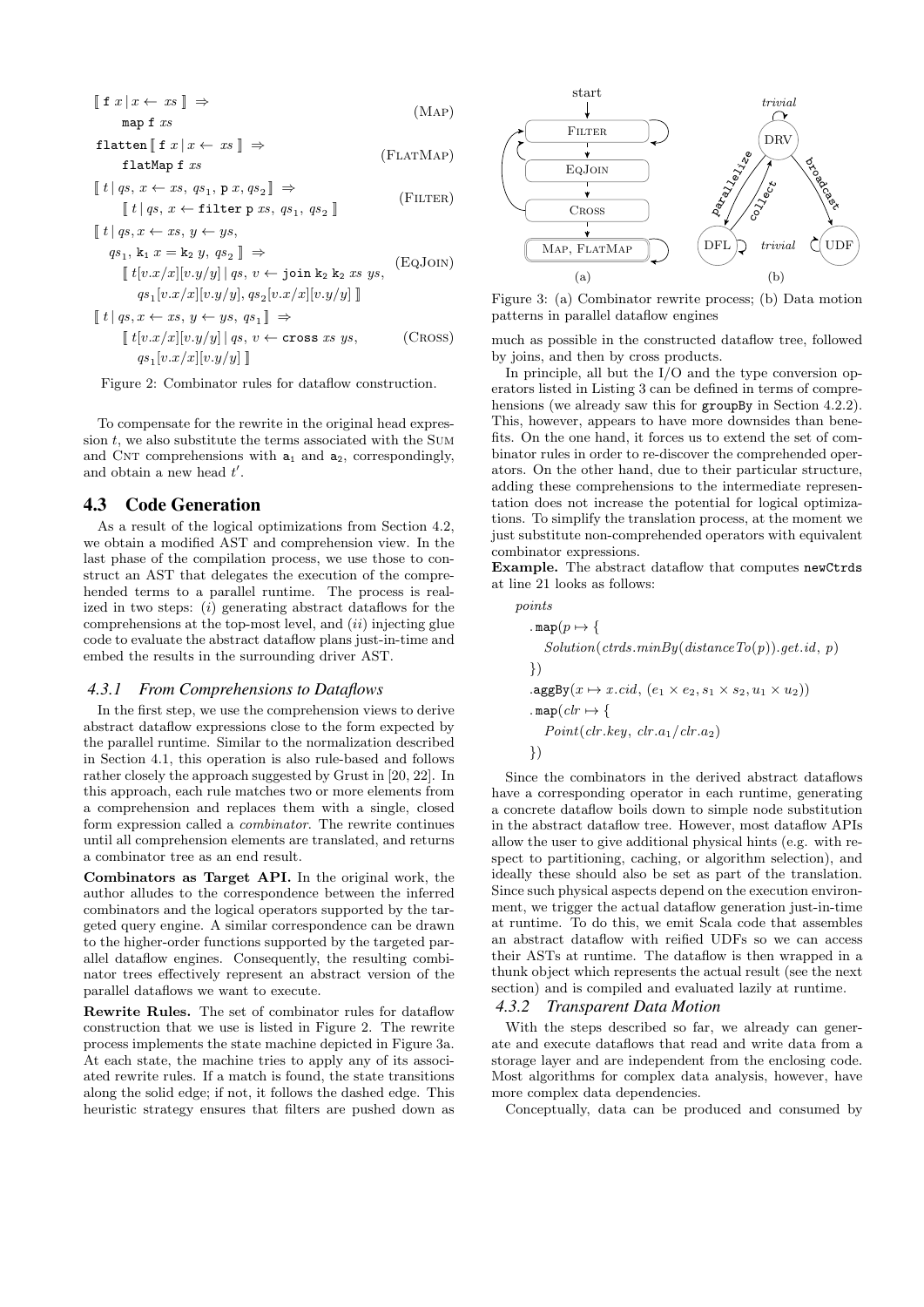$$\llbracket\, \mathtt{f}\ x \mid x \leftarrow xs \,\rrbracket \Rightarrow \qquad \text{(MAP)}$$
$$\quad \mathtt{map}\ \mathtt{f}\ xs$$

$$\mathtt{flatten}\llbracket\, \mathtt{f}\ x \mid x \leftarrow xs \,\rrbracket \Rightarrow \qquad \text{(FLATMAP)}$$
$$\quad \mathtt{flatMap}\ \mathtt{f}\ xs$$

$$\llbracket\, t \mid qs,\ x \leftarrow xs,\ qs_1,\ \mathtt{p}\ x,\ qs_2 \,\rrbracket \Rightarrow \qquad \text{(FILTER)}$$
$$\quad \llbracket\, t \mid qs,\ x \leftarrow \mathtt{filter}\ \mathtt{p}\ xs,\ qs_1,\ qs_2 \,\rrbracket$$

$$\llbracket\, t \mid qs, x \leftarrow xs,\ y \leftarrow ys,$$
$$\quad qs_1,\ \mathtt{k}_1\ x = \mathtt{k}_2\ y,\ qs_2 \,\rrbracket \Rightarrow \qquad \text{(EQJOIN)}$$
$$\quad \llbracket\, t[v.x/x][v.y/y] \mid qs,\ v \leftarrow \mathtt{join}\ \mathtt{k}_2\ \mathtt{k}_2\ xs\ ys,$$
$$\quad\quad qs_1[v.x/x][v.y/y], qs_2[v.x/x][v.y/y] \,\rrbracket$$

$$\llbracket\, t \mid qs, x \leftarrow xs,\ y \leftarrow ys,\ qs_1 \,\rrbracket \Rightarrow$$
$$\quad \llbracket\, t[v.x/x][v.y/y] \mid qs,\ v \leftarrow \mathtt{cross}\ xs\ ys, \qquad \text{(CROSS)}$$
$$\quad\quad qs_1[v.x/x][v.y/y] \,\rrbracket$$

Figure 2: Combinator rules for dataflow construction.

To compensate for the rewrite in the original head expression $t$, we also substitute the terms associated with the SUM and CNT comprehensions with $\mathtt{a}_1$ and $\mathtt{a}_2$, correspondingly, and obtain a new head $t'$.

## 4.3 Code Generation

As a result of the logical optimizations from Section 4.2, we obtain a modified AST and comprehension view. In the last phase of the compilation process, we use those to construct an AST that delegates the execution of the comprehended terms to a parallel runtime. The process is realized in two steps: (*i*) generating abstract dataflows for the comprehensions at the top-most level, and (*ii*) injecting glue code to evaluate the abstract dataflow plans just-in-time and embed the results in the surrounding driver AST.

### 4.3.1 From Comprehensions to Dataflows

In the first step, we use the comprehension views to derive abstract dataflow expressions close to the form expected by the parallel runtime. Similar to the normalization described in Section 4.1, this operation is also rule-based and follows rather closely the approach suggested by Grust in [20, 22]. In this approach, each rule matches two or more elements from a comprehension and replaces them with a single, closed form expression called a *combinator*. The rewrite continues until all comprehension elements are translated, and returns a combinator tree as an end result.

**Combinators as Target API.** In the original work, the author alludes to the correspondence between the inferred combinators and the logical operators supported by the targeted query engine. A similar correspondence can be drawn to the higher-order functions supported by the targeted parallel dataflow engines. Consequently, the resulting combinator trees effectively represent an abstract version of the parallel dataflows we want to execute.

**Rewrite Rules.** The set of combinator rules for dataflow construction that we use is listed in Figure 2. The rewrite process implements the state machine depicted in Figure 3a. At each state, the machine tries to apply any of its associated rewrite rules. If a match is found, the state transitions along the solid edge; if not, it follows the dashed edge. This heuristic strategy ensures that filters are pushed down as much as possible in the constructed dataflow tree, followed by joins, and then by cross products.

Figure 3: (a) Combinator rewrite process; (b) Data motion patterns in parallel dataflow engines

In principle, all but the I/O and the type conversion operators listed in Listing 3 can be defined in terms of comprehensions (we already saw this for `groupBy` in Section 4.2.2). This, however, appears to have more downsides than benefits. On the one hand, it forces us to extend the set of combinator rules in order to re-discover the comprehended operators. On the other hand, due to their particular structure, adding these comprehensions to the intermediate representation does not increase the potential for logical optimizations. To simplify the translation process, at the moment we just substitute non-comprehended operators with equivalent combinator expressions.

**Example.** The abstract dataflow that computes `newCtrds` at line 21 looks as follows:

$$
\begin{aligned}
&points\\
&\quad .\mathtt{map}(p \mapsto \{\\
&\quad\quad Solution(ctrds.minBy(distanceTo(p)).get.id,\ p)\\
&\quad \})\\
&\quad .\mathtt{aggBy}(x \mapsto x.cid,\ (e_1 \times e_2, s_1 \times s_2, u_1 \times u_2))\\
&\quad .\mathtt{map}(clr \mapsto \{\\
&\quad\quad Point(clr.key,\ clr.a_1/clr.a_2)\\
&\quad \})
\end{aligned}
$$

Since the combinators in the derived abstract dataflows have a corresponding operator in each runtime, generating a concrete dataflow boils down to simple node substitution in the abstract dataflow tree. However, most dataflow APIs allow the user to give additional physical hints (e.g. with respect to partitioning, caching, or algorithm selection), and ideally these should also be set as part of the translation. Since such physical aspects depend on the execution environment, we trigger the actual dataflow generation just-in-time at runtime. To do this, we emit Scala code that assembles an abstract dataflow with reified UDFs so we can access their ASTs at runtime. The dataflow is then wrapped in a thunk object which represents the actual result (see the next section) and is compiled and evaluated lazily at runtime.

### 4.3.2 Transparent Data Motion

With the steps described so far, we already can generate and execute dataflows that read and write data from a storage layer and are independent from the enclosing code. Most algorithms for complex data analysis, however, have more complex data dependencies.

Conceptually, data can be produced and consumed by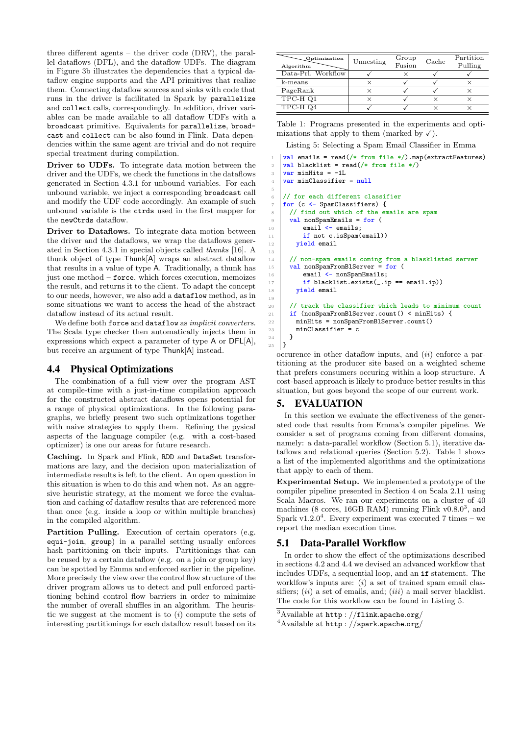three different agents – the driver code (DRV), the parallel dataflows (DFL), and the dataflow UDFs. The diagram in Figure 3b illustrates the dependencies that a typical dataflow engine supports and the API primitives that realize them. Connecting dataflow sources and sinks with code that runs in the driver is facilitated in Spark by `parallelize` and `collect` calls, correspondingly. In addition, driver variables can be made available to all dataflow UDFs with a `broadcast` primitive. Equivalents for `parallelize`, `broadcast` and `collect` can be also found in Flink. Data dependencies within the same agent are trivial and do not require special treatment during compilation.

**Driver to UDFs.** To integrate data motion between the driver and the UDFs, we check the functions in the dataflows generated in Section 4.3.1 for unbound variables. For each unbound variable, we inject a corresponding `broadcast` call and modify the UDF code accordingly. An example of such unbound variable is the `ctrds` used in the first mapper for the `newCtrds` dataflow.

**Driver to Dataflows.** To integrate data motion between the driver and the dataflows, we wrap the dataflows generated in Section 4.3.1 in special objects called *thunks* [16]. A thunk object of type Thunk[A] wraps an abstract dataflow that results in a value of type A. Traditionally, a thunk has just one method – `force`, which forces execution, memoizes the result, and returns it to the client. To adapt the concept to our needs, however, we also add a `dataflow` method, as in some situations we want to access the head of the abstract dataflow instead of its actual result.

We define both `force` and `dataflow` as *implicit converters*. The Scala type checker then automatically injects them in expressions which expect a parameter of type A or DFL[A], but receive an argument of type Thunk[A] instead.

## 4.4 Physical Optimizations

The combination of a full view over the program AST at compile-time with a just-in-time compilation approach for the constructed abstract dataflows opens potential for a range of physical optimizations. In the following paragraphs, we briefly present two such optimizations together with naive strategies to apply them. Refining the pysical aspects of the language compiler (e.g. with a cost-based optimizer) is one our areas for future research.

**Caching.** In Spark and Flink, `RDD` and `DataSet` transformations are lazy, and the decision upon materialization of intermediate results is left to the client. An open question in this situation is when to do this and when not. As an aggressive heuristic strategy, at the moment we force the evaluation and caching of dataflow results that are referenced more than once (e.g. inside a loop or within multiple branches) in the compiled algorithm.

**Partition Pulling.** Execution of certain operators (e.g. `equi-join`, `group`) in a parallel setting usually enforces hash partitioning on their inputs. Partitionings that can be reused by a certain dataflow (e.g. on a join or group key) can be spotted by Emma and enforced earlier in the pipeline. More precisely the view over the control flow structure of the driver program allows us to detect and pull enforced partitioning behind control flow barriers in order to minimize the number of overall shuffles in an algorithm. The heuristic we suggest at the moment is to (*i*) compute the sets of interesting partitionings for each dataflow result based on its occurence in other dataflow inputs, and (*ii*) enforce a partitioning at the producer site based on a weighted scheme that prefers consumers occuring within a loop structure. A cost-based approach is likely to produce better results in this situation, but goes beyond the scope of our current work.

| Algorithm \ Optimization | Unnesting | Group Fusion | Cache | Partition Pulling |
|---|---|---|---|---|
| Data-Prl. Workflow | ✓ | × | ✓ | ✓ |
| k-means | × | ✓ | ✓ | × |
| PageRank | × | ✓ | ✓ | × |
| TPC-H Q1 | × | ✓ | × | × |
| TPC-H Q4 | ✓ | ✓ | × | × |

Table 1: Programs presented in the experiments and optimizations that apply to them (marked by ✓).

Listing 5: Selecting a Spam Email Classifier in Emma

```
val emails = read(/* from file */).map(extractFeatures)
val blacklist = read(/* from file */)
var minHits = -1L
var minClassifier = null

// for each different classifier
for (c <- SpamClassifiers) {
  // find out which of the emails are spam
  val nonSpamEmails = for (
      email <- emails;
      if not c.isSpam(email))
    yield email

  // non-spam emails coming from a blasklisted server
  val nonSpamFromBlServer = for (
      email <- nonSpamEmails;
      if blacklist.exists(_.ip == email.ip))
    yield email

  // track the classifier which leads to minimum count
  if (nonSpamFromBlServer.count() < minHits) {
    minHits = nonSpamFromBlServer.count()
    minClassifier = c
  }
}
```

# 5. EVALUATION

In this section we evaluate the effectiveness of the generated code that results from Emma's compiler pipeline. We consider a set of programs coming from different domains, namely: a data-parallel workflow (Section 5.1), iterative dataflows and relational queries (Section 5.2). Table 1 shows a list of the implemented algorithms and the optimizations that apply to each of them.

**Experimental Setup.** We implemented a prototype of the compiler pipeline presented in Section 4 on Scala 2.11 using Scala Macros. We ran our experiments on a cluster of 40 machines (8 cores, 16GB RAM) running Flink v0.8.0[3], and Spark v1.2.0[4]. Every experiment was executed 7 times – we report the median execution time.

## 5.1 Data-Parallel Workflow

In order to show the effect of the optimizations described in sections 4.2 and 4.4 we devised an advanced workflow that includes UDFs, a sequential loop, and an `if` statement. The worklfow's inputs are: (*i*) a set of trained spam email classifiers; (*ii*) a set of emails, and; (*iii*) a mail server blacklist. The code for this workflow can be found in Listing 5.

[3]Available at http://flink.apache.org/

[4]Available at http://spark.apache.org/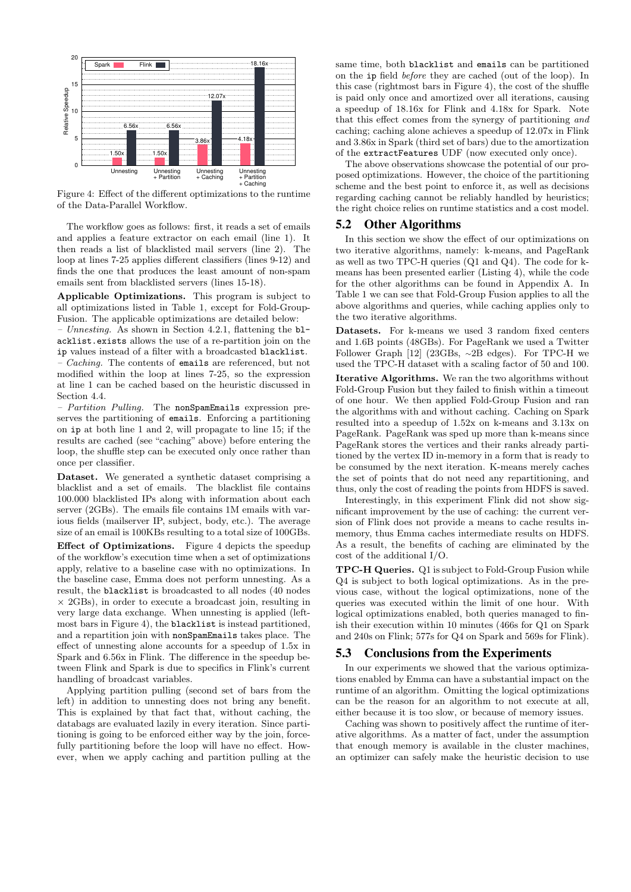Figure 4: Effect of the different optimizations to the runtime of the Data-Parallel Workflow.

The workflow goes as follows: first, it reads a set of emails and applies a feature extractor on each email (line 1). It then reads a list of blacklisted mail servers (line 2). The loop at lines 7-25 applies different classifiers (lines 9-12) and finds the one that produces the least amount of non-spam emails sent from blacklisted servers (lines 15-18).

**Applicable Optimizations.** This program is subject to all optimizations listed in Table 1, except for Fold-Group-Fusion. The applicable optimizations are detailed below:

– *Unnesting.* As shown in Section 4.2.1, flattening the `blacklist.exists` allows the use of a re-partition join on the `ip` values instead of a filter with a broadcasted `blacklist`.

– *Caching.* The contents of `emails` are referenced, but not modified within the loop at lines 7-25, so the expression at line 1 can be cached based on the heuristic discussed in Section 4.4.

– *Partition Pulling.* The `nonSpamEmails` expression preserves the partitioning of `emails`. Enforcing a partitioning on `ip` at both line 1 and 2, will propagate to line 15; if the results are cached (see "caching" above) before entering the loop, the shuffle step can be executed only once rather than once per classifier.

**Dataset.** We generated a synthetic dataset comprising a blacklist and a set of emails. The blacklist file contains 100.000 blacklisted IPs along with information about each server (2GBs). The emails file contains 1M emails with various fields (mailserver IP, subject, body, etc.). The average size of an email is 100KBs resulting to a total size of 100GBs.

**Effect of Optimizations.** Figure 4 depicts the speedup of the workflow's execution time when a set of optimizations apply, relative to a baseline case with no optimizations. In the baseline case, Emma does not perform unnesting. As a result, the `blacklist` is broadcasted to all nodes (40 nodes $\times$ 2GBs), in order to execute a broadcast join, resulting in very large data exchange. When unnesting is applied (leftmost bars in Figure 4), the `blacklist` is instead partitioned, and a repartition join with `nonSpamEmails` takes place. The effect of unnesting alone accounts for a speedup of 1.5x in Spark and 6.56x in Flink. The difference in the speedup between Flink and Spark is due to specifics in Flink's current handling of broadcast variables.

Applying partition pulling (second set of bars from the left) in addition to unnesting does not bring any benefit. This is explained by that fact that, without caching, the databags are evaluated lazily in every iteration. Since partitioning is going to be enforced either way by the join, forcefully partitioning before the loop will have no effect. However, when we apply caching and partition pulling at the same time, both `blacklist` and `emails` can be partitioned on the `ip` field *before* they are cached (out of the loop). In this case (rightmost bars in Figure 4), the cost of the shuffle is paid only once and amortized over all iterations, causing a speedup of 18.16x for Flink and 4.18x for Spark. Note that this effect comes from the synergy of partitioning *and* caching; caching alone achieves a speedup of 12.07x in Flink and 3.86x in Spark (third set of bars) due to the amortization of the `extractFeatures` UDF (now executed only once).

The above observations showcase the potential of our proposed optimizations. However, the choice of the partitioning scheme and the best point to enforce it, as well as decisions regarding caching cannot be reliably handled by heuristics; the right choice relies on runtime statistics and a cost model.

## 5.2 Other Algorithms

In this section we show the effect of our optimizations on two iterative algorithms, namely: k-means, and PageRank as well as two TPC-H queries (Q1 and Q4). The code for k-means has been presented earlier (Listing 4), while the code for the other algorithms can be found in Appendix A. In Table 1 we can see that Fold-Group Fusion applies to all the above algorithms and queries, while caching applies only to the two iterative algorithms.

**Datasets.** For k-means we used 3 random fixed centers and 1.6B points (48GBs). For PageRank we used a Twitter Follower Graph [12] (23GBs, ~2B edges). For TPC-H we used the TPC-H dataset with a scaling factor of 50 and 100.

**Iterative Algorithms.** We ran the two algorithms without Fold-Group Fusion but they failed to finish within a timeout of one hour. We then applied Fold-Group Fusion and ran the algorithms with and without caching. Caching on Spark resulted into a speedup of 1.52x on k-means and 3.13x on PageRank. PageRank was sped up more than k-means since PageRank stores the vertices and their ranks already partitioned by the vertex ID in-memory in a form that is ready to be consumed by the next iteration. K-means merely caches the set of points that do not need any repartitioning, and thus, only the cost of reading the points from HDFS is saved.

Interestingly, in this experiment Flink did not show significant improvement by the use of caching: the current version of Flink does not provide a means to cache results in-memory, thus Emma caches intermediate results on HDFS. As a result, the benefits of caching are eliminated by the cost of the additional I/O.

**TPC-H Queries.** Q1 is subject to Fold-Group Fusion while Q4 is subject to both logical optimizations. As in the previous case, without the logical optimizations, none of the queries was executed within the limit of one hour. With logical optimizations enabled, both queries managed to finish their execution within 10 minutes (466s for Q1 on Spark and 240s on Flink; 577s for Q4 on Spark and 569s for Flink).

## 5.3 Conclusions from the Experiments

In our experiments we showed that the various optimizations enabled by Emma can have a substantial impact on the runtime of an algorithm. Omitting the logical optimizations can be the reason for an algorithm to not execute at all, either because it is too slow, or because of memory issues.

Caching was shown to positively affect the runtime of iterative algorithms. As a matter of fact, under the assumption that enough memory is available in the cluster machines, an optimizer can safely make the heuristic decision to use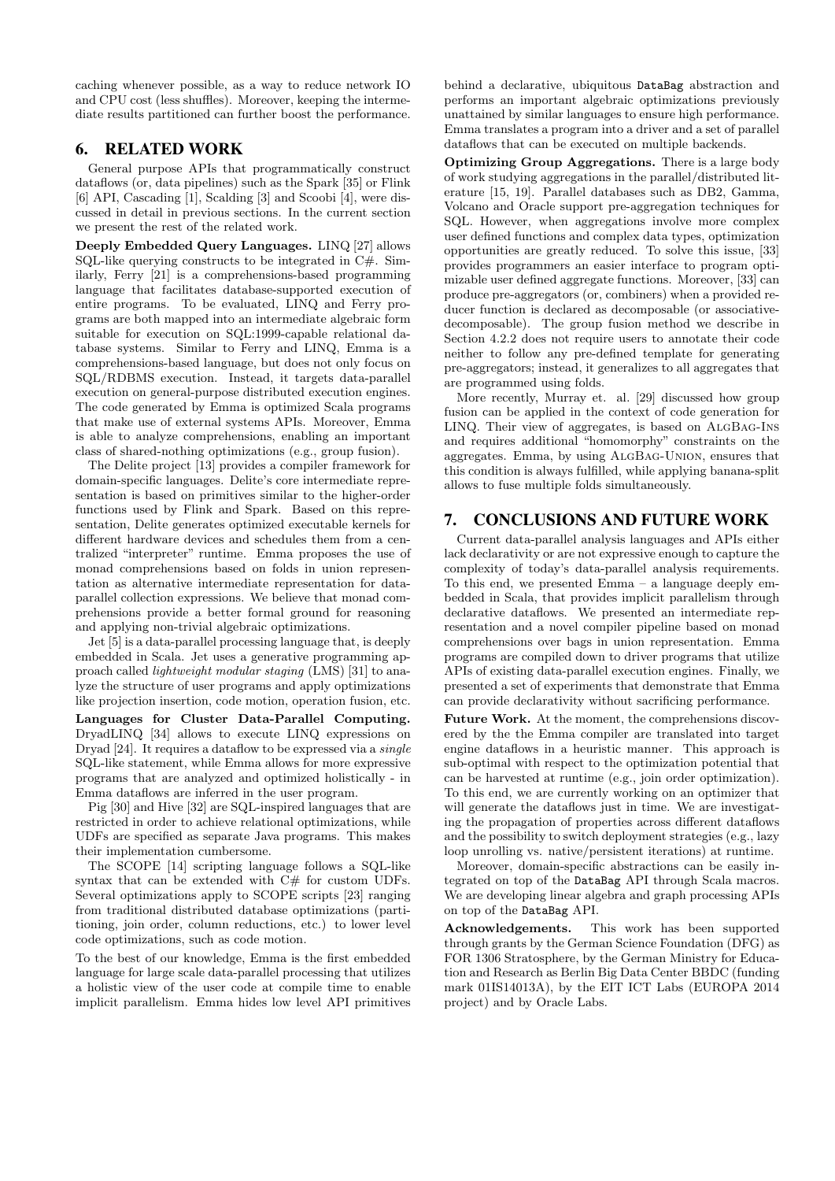caching whenever possible, as a way to reduce network IO and CPU cost (less shuffles). Moreover, keeping the intermediate results partitioned can further boost the performance.

## 6. RELATED WORK

General purpose APIs that programmatically construct dataflows (or, data pipelines) such as the Spark [35] or Flink [6] API, Cascading [1], Scalding [3] and Scoobi [4], were discussed in detail in previous sections. In the current section we present the rest of the related work.

**Deeply Embedded Query Languages.** LINQ [27] allows SQL-like querying constructs to be integrated in C#. Similarly, Ferry [21] is a comprehensions-based programming language that facilitates database-supported execution of entire programs. To be evaluated, LINQ and Ferry programs are both mapped into an intermediate algebraic form suitable for execution on SQL:1999-capable relational database systems. Similar to Ferry and LINQ, Emma is a comprehensions-based language, but does not only focus on SQL/RDBMS execution. Instead, it targets data-parallel execution on general-purpose distributed execution engines. The code generated by Emma is optimized Scala programs that make use of external systems APIs. Moreover, Emma is able to analyze comprehensions, enabling an important class of shared-nothing optimizations (e.g., group fusion).

The Delite project [13] provides a compiler framework for domain-specific languages. Delite's core intermediate representation is based on primitives similar to the higher-order functions used by Flink and Spark. Based on this representation, Delite generates optimized executable kernels for different hardware devices and schedules them from a centralized "interpreter" runtime. Emma proposes the use of monad comprehensions based on folds in union representation as alternative intermediate representation for data-parallel collection expressions. We believe that monad comprehensions provide a better formal ground for reasoning and applying non-trivial algebraic optimizations.

Jet [5] is a data-parallel processing language that, is deeply embedded in Scala. Jet uses a generative programming approach called *lightweight modular staging* (LMS) [31] to analyze the structure of user programs and apply optimizations like projection insertion, code motion, operation fusion, etc.

**Languages for Cluster Data-Parallel Computing.** DryadLINQ [34] allows to execute LINQ expressions on Dryad [24]. It requires a dataflow to be expressed via a *single* SQL-like statement, while Emma allows for more expressive programs that are analyzed and optimized holistically - in Emma dataflows are inferred in the user program.

Pig [30] and Hive [32] are SQL-inspired languages that are restricted in order to achieve relational optimizations, while UDFs are specified as separate Java programs. This makes their implementation cumbersome.

The SCOPE [14] scripting language follows a SQL-like syntax that can be extended with C# for custom UDFs. Several optimizations apply to SCOPE scripts [23] ranging from traditional distributed database optimizations (partitioning, join order, column reductions, etc.) to lower level code optimizations, such as code motion.

To the best of our knowledge, Emma is the first embedded language for large scale data-parallel processing that utilizes a holistic view of the user code at compile time to enable implicit parallelism. Emma hides low level API primitives behind a declarative, ubiquitous `DataBag` abstraction and performs an important algebraic optimizations previously unattained by similar languages to ensure high performance. Emma translates a program into a driver and a set of parallel dataflows that can be executed on multiple backends.

**Optimizing Group Aggregations.** There is a large body of work studying aggregations in the parallel/distributed literature [15, 19]. Parallel databases such as DB2, Gamma, Volcano and Oracle support pre-aggregation techniques for SQL. However, when aggregations involve more complex user defined functions and complex data types, optimization opportunities are greatly reduced. To solve this issue, [33] provides programmers an easier interface to program optimizable user defined aggregate functions. Moreover, [33] can produce pre-aggregators (or, combiners) when a provided reducer function is declared as decomposable (or associative-decomposable). The group fusion method we describe in Section 4.2.2 does not require users to annotate their code neither to follow any pre-defined template for generating pre-aggregators; instead, it generalizes to all aggregates that are programmed using folds.

More recently, Murray et. al. [29] discussed how group fusion can be applied in the context of code generation for LINQ. Their view of aggregates, is based on AlgBag-Ins and requires additional "homomorphy" constraints on the aggregates. Emma, by using AlgBag-Union, ensures that this condition is always fulfilled, while applying banana-split allows to fuse multiple folds simultaneously.

## 7. CONCLUSIONS AND FUTURE WORK

Current data-parallel analysis languages and APIs either lack declarativity or are not expressive enough to capture the complexity of today's data-parallel analysis requirements. To this end, we presented Emma – a language deeply embedded in Scala, that provides implicit parallelism through declarative dataflows. We presented an intermediate representation and a novel compiler pipeline based on monad comprehensions over bags in union representation. Emma programs are compiled down to driver programs that utilize APIs of existing data-parallel execution engines. Finally, we presented a set of experiments that demonstrate that Emma can provide declarativity without sacrificing performance.

**Future Work.** At the moment, the comprehensions discovered by the the Emma compiler are translated into target engine dataflows in a heuristic manner. This approach is sub-optimal with respect to the optimization potential that can be harvested at runtime (e.g., join order optimization). To this end, we are currently working on an optimizer that will generate the dataflows just in time. We are investigating the propagation of properties across different dataflows and the possibility to switch deployment strategies (e.g., lazy loop unrolling vs. native/persistent iterations) at runtime.

Moreover, domain-specific abstractions can be easily integrated on top of the `DataBag` API through Scala macros. We are developing linear algebra and graph processing APIs on top of the `DataBag` API.

**Acknowledgements.** This work has been supported through grants by the German Science Foundation (DFG) as FOR 1306 Stratosphere, by the German Ministry for Education and Research as Berlin Big Data Center BBDC (funding mark 01IS14013A), by the EIT ICT Labs (EUROPA 2014 project) and by Oracle Labs.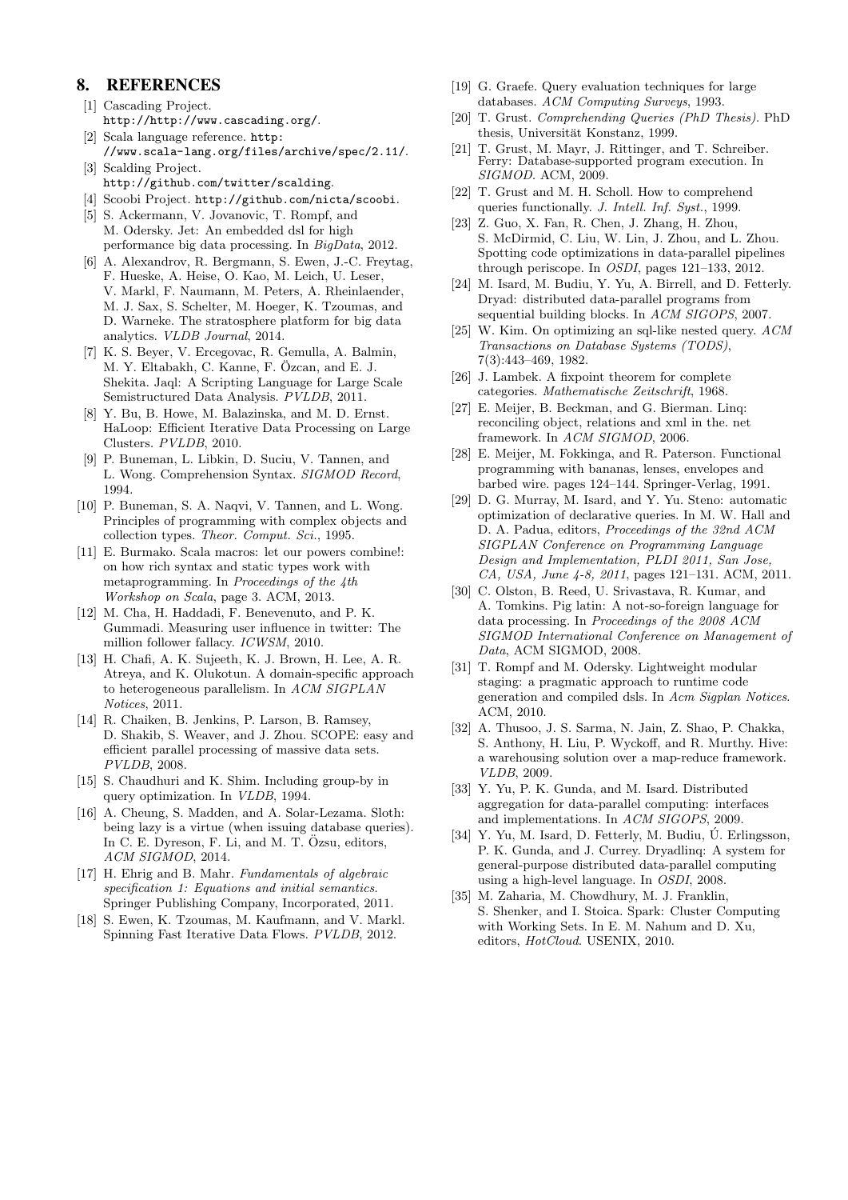## 8. REFERENCES

[1] Cascading Project. http://http://www.cascading.org/.

[2] Scala language reference. http://www.scala-lang.org/files/archive/spec/2.11/.

[3] Scalding Project. http://github.com/twitter/scalding.

[4] Scoobi Project. http://github.com/nicta/scoobi.

[5] S. Ackermann, V. Jovanovic, T. Rompf, and M. Odersky. Jet: An embedded dsl for high performance big data processing. In *BigData*, 2012.

[6] A. Alexandrov, R. Bergmann, S. Ewen, J.-C. Freytag, F. Hueske, A. Heise, O. Kao, M. Leich, U. Leser, V. Markl, F. Naumann, M. Peters, A. Rheinlaender, M. J. Sax, S. Schelter, M. Hoeger, K. Tzoumas, and D. Warneke. The stratosphere platform for big data analytics. *VLDB Journal*, 2014.

[7] K. S. Beyer, V. Ercegovac, R. Gemulla, A. Balmin, M. Y. Eltabakh, C. Kanne, F. Özcan, and E. J. Shekita. Jaql: A Scripting Language for Large Scale Semistructured Data Analysis. *PVLDB*, 2011.

[8] Y. Bu, B. Howe, M. Balazinska, and M. D. Ernst. HaLoop: Efficient Iterative Data Processing on Large Clusters. *PVLDB*, 2010.

[9] P. Buneman, L. Libkin, D. Suciu, V. Tannen, and L. Wong. Comprehension Syntax. *SIGMOD Record*, 1994.

[10] P. Buneman, S. A. Naqvi, V. Tannen, and L. Wong. Principles of programming with complex objects and collection types. *Theor. Comput. Sci.*, 1995.

[11] E. Burmako. Scala macros: let our powers combine!: on how rich syntax and static types work with metaprogramming. In *Proceedings of the 4th Workshop on Scala*, page 3. ACM, 2013.

[12] M. Cha, H. Haddadi, F. Benevenuto, and P. K. Gummadi. Measuring user influence in twitter: The million follower fallacy. *ICWSM*, 2010.

[13] H. Chafi, A. K. Sujeeth, K. J. Brown, H. Lee, A. R. Atreya, and K. Olukotun. A domain-specific approach to heterogeneous parallelism. In *ACM SIGPLAN Notices*, 2011.

[14] R. Chaiken, B. Jenkins, P. Larson, B. Ramsey, D. Shakib, S. Weaver, and J. Zhou. SCOPE: easy and efficient parallel processing of massive data sets. *PVLDB*, 2008.

[15] S. Chaudhuri and K. Shim. Including group-by in query optimization. In *VLDB*, 1994.

[16] A. Cheung, S. Madden, and A. Solar-Lezama. Sloth: being lazy is a virtue (when issuing database queries). In C. E. Dyreson, F. Li, and M. T. Özsu, editors, *ACM SIGMOD*, 2014.

[17] H. Ehrig and B. Mahr. *Fundamentals of algebraic specification 1: Equations and initial semantics.* Springer Publishing Company, Incorporated, 2011.

[18] S. Ewen, K. Tzoumas, M. Kaufmann, and V. Markl. Spinning Fast Iterative Data Flows. *PVLDB*, 2012.

[19] G. Graefe. Query evaluation techniques for large databases. *ACM Computing Surveys*, 1993.

[20] T. Grust. *Comprehending Queries (PhD Thesis)*. PhD thesis, Universität Konstanz, 1999.

[21] T. Grust, M. Mayr, J. Rittinger, and T. Schreiber. Ferry: Database-supported program execution. In *SIGMOD*. ACM, 2009.

[22] T. Grust and M. H. Scholl. How to comprehend queries functionally. *J. Intell. Inf. Syst.*, 1999.

[23] Z. Guo, X. Fan, R. Chen, J. Zhang, H. Zhou, S. McDirmid, C. Liu, W. Lin, J. Zhou, and L. Zhou. Spotting code optimizations in data-parallel pipelines through periscope. In *OSDI*, pages 121–133, 2012.

[24] M. Isard, M. Budiu, Y. Yu, A. Birrell, and D. Fetterly. Dryad: distributed data-parallel programs from sequential building blocks. In *ACM SIGOPS*, 2007.

[25] W. Kim. On optimizing an sql-like nested query. *ACM Transactions on Database Systems (TODS)*, 7(3):443–469, 1982.

[26] J. Lambek. A fixpoint theorem for complete categories. *Mathematische Zeitschrift*, 1968.

[27] E. Meijer, B. Beckman, and G. Bierman. Linq: reconciling object, relations and xml in the. net framework. In *ACM SIGMOD*, 2006.

[28] E. Meijer, M. Fokkinga, and R. Paterson. Functional programming with bananas, lenses, envelopes and barbed wire. pages 124–144. Springer-Verlag, 1991.

[29] D. G. Murray, M. Isard, and Y. Yu. Steno: automatic optimization of declarative queries. In M. W. Hall and D. A. Padua, editors, *Proceedings of the 32nd ACM SIGPLAN Conference on Programming Language Design and Implementation, PLDI 2011, San Jose, CA, USA, June 4-8, 2011*, pages 121–131. ACM, 2011.

[30] C. Olston, B. Reed, U. Srivastava, R. Kumar, and A. Tomkins. Pig latin: A not-so-foreign language for data processing. In *Proceedings of the 2008 ACM SIGMOD International Conference on Management of Data*, ACM SIGMOD, 2008.

[31] T. Rompf and M. Odersky. Lightweight modular staging: a pragmatic approach to runtime code generation and compiled dsls. In *Acm Sigplan Notices*. ACM, 2010.

[32] A. Thusoo, J. S. Sarma, N. Jain, Z. Shao, P. Chakka, S. Anthony, H. Liu, P. Wyckoff, and R. Murthy. Hive: a warehousing solution over a map-reduce framework. *VLDB*, 2009.

[33] Y. Yu, P. K. Gunda, and M. Isard. Distributed aggregation for data-parallel computing: interfaces and implementations. In *ACM SIGOPS*, 2009.

[34] Y. Yu, M. Isard, D. Fetterly, M. Budiu, Ú. Erlingsson, P. K. Gunda, and J. Currey. Dryadlinq: A system for general-purpose distributed data-parallel computing using a high-level language. In *OSDI*, 2008.

[35] M. Zaharia, M. Chowdhury, M. J. Franklin, S. Shenker, and I. Stoica. Spark: Cluster Computing with Working Sets. In E. M. Nahum and D. Xu, editors, *HotCloud*. USENIX, 2010.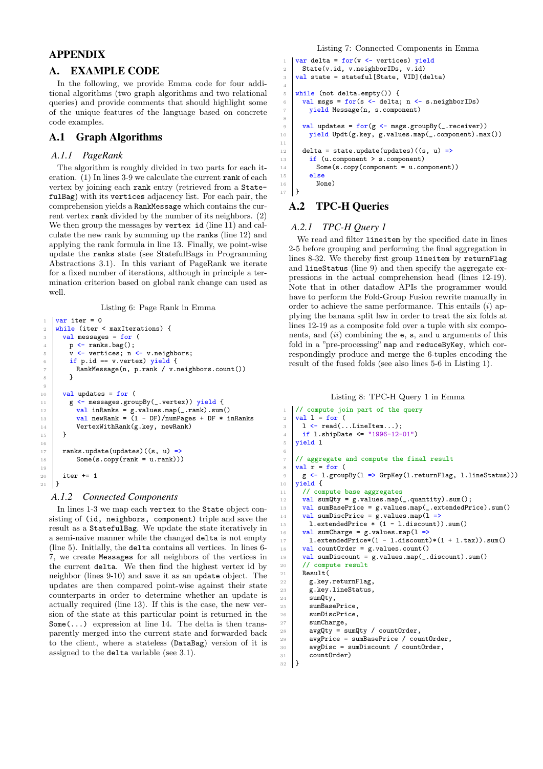# APPENDIX

# A. EXAMPLE CODE

In the following, we provide Emma code for four additional algorithms (two graph algorithms and two relational queries) and provide comments that should highlight some of the unique features of the language based on concrete code examples.

## A.1 Graph Algorithms

### A.1.1 PageRank

The algorithm is roughly divided in two parts for each iteration. (1) In lines 3-9 we calculate the current rank of each vertex by joining each rank entry (retrieved from a StatefulBag) with its vertices adjacency list. For each pair, the comprehension yields a RankMessage which contains the current vertex rank divided by the number of its neighbors. (2) We then group the messages by vertex id (line 11) and calculate the new rank by summing up the ranks (line 12) and applying the rank formula in line 13. Finally, we point-wise update the ranks state (see StatefulBags in Programming Abstractions 3.1). In this variant of PageRank we iterate for a fixed number of iterations, although in principle a termination criterion based on global rank change can used as well.

Listing 6: Page Rank in Emma

```
var iter = 0
while (iter < maxIterations) {
  val messages = for (
    p <- ranks.bag();
    v <- vertices; n <- v.neighbors;
    if p.id == v.vertex) yield {
      RankMessage(n, p.rank / v.neighbors.count())
    }

  val updates = for (
    g <- messages.groupBy(_.vertex)) yield {
      val inRanks = g.values.map(_.rank).sum()
      val newRank = (1 - DF)/numPages + DF * inRanks
      VertexWithRank(g.key, newRank)
  }

  ranks.update(updates)((s, u) =>
      Some(s.copy(rank = u.rank)))

  iter += 1
}
```

### A.1.2 Connected Components

In lines 1-3 we map each vertex to the State object consisting of (id, neighbors, component) triple and save the result as a StatefulBag. We update the state iteratively in a semi-naive manner while the changed delta is not empty (line 5). Initially, the delta contains all vertices. In lines 6-7, we create Messages for all neighbors of the vertices in the current delta. We then find the highest vertex id by neighbor (lines 9-10) and save it as an update object. The updates are then compared point-wise against their state counterparts in order to determine whether an update is actually required (line 13). If this is the case, the new version of the state at this particular point is returned in the Some(...) expression at line 14. The delta is then transparently merged into the current state and forwarded back to the client, where a stateless (DataBag) version of it is assigned to the delta variable (see 3.1).

Listing 7: Connected Components in Emma

```
var delta = for(v <- vertices) yield
  State(v.id, v.neighborIDs, v.id)
val state = stateful[State, VID](delta)

while (not delta.empty()) {
  val msgs = for(s <- delta; n <- s.neighborIDs)
    yield Message(n, s.component)

  val updates = for(g <- msgs.groupBy(_.receiver))
    yield Updt(g.key, g.values.map(_.component).max())

  delta = state.update(updates)((s, u) =>
    if (u.component > s.component)
      Some(s.copy(component = u.component))
    else
      None)
}
```

## A.2 TPC-H Queries

### A.2.1 TPC-H Query 1

We read and filter lineitem by the specified date in lines 2-5 before grouping and performing the final aggregation in lines 8-32. We thereby first group lineitem by returnFlag and lineStatus (line 9) and then specify the aggregate expressions in the actual comprehension head (lines 12-19). Note that in other dataflow APIs the programmer would have to perform the Fold-Group Fusion rewrite manually in order to achieve the same performance. This entails ($i$) applying the banana split law in order to treat the six folds at lines 12-19 as a composite fold over a tuple with six components, and ($ii$) combining the e, s, and u arguments of this fold in a "pre-processing" map and reduceByKey, which correspondingly produce and merge the 6-tuples encoding the result of the fused folds (see also lines 5-6 in Listing 1).

Listing 8: TPC-H Query 1 in Emma

```
// compute join part of the query
val l = for (
  l <- read(...LineItem...);
  if l.shipDate <= "1996-12-01")
yield l

// aggregate and compute the final result
val r = for (
  g <- l.groupBy(l => GrpKey(l.returnFlag, l.lineStatus)))
yield {
  // compute base aggregates
  val sumQty = g.values.map(_.quantity).sum();
  val sumBasePrice = g.values.map(_.extendedPrice).sum()
  val sumDiscPrice = g.values.map(l =>
    l.extendedPrice * (1 - l.discount)).sum()
  val sumCharge = g.values.map(l =>
    l.extendedPrice*(1 - l.discount)*(1 + l.tax)).sum()
  val countOrder = g.values.count()
  val sumDiscount = g.values.map(_.discount).sum()
  // compute result
  Result(
    g.key.returnFlag,
    g.key.lineStatus,
    sumQty,
    sumBasePrice,
    sumDiscPrice,
    sumCharge,
    avgQty = sumQty / countOrder,
    avgPrice = sumBasePrice / countOrder,
    avgDisc = sumDiscount / countOrder,
    countOrder)
}
```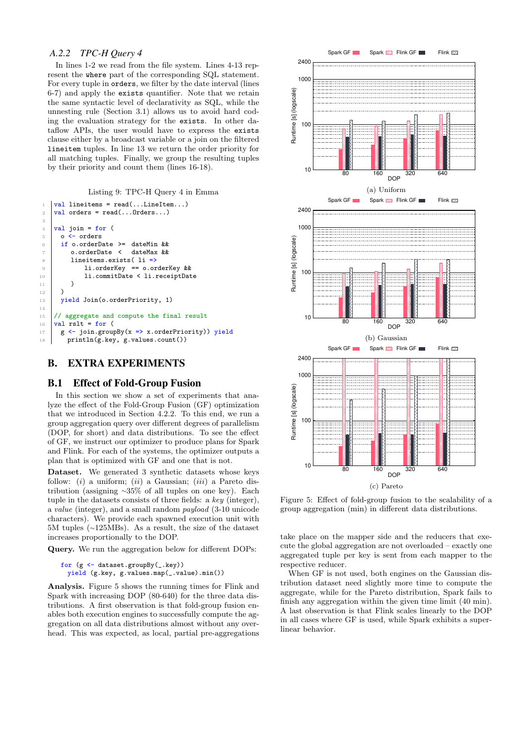### A.2.2 TPC-H Query 4

In lines 1-2 we read from the file system. Lines 4-13 represent the `where` part of the corresponding SQL statement. For every tuple in `orders`, we filter by the date interval (lines 6-7) and apply the `exists` quantifier. Note that we retain the same syntactic level of declarativity as SQL, while the unnesting rule (Section 3.1) allows us to avoid hard coding the evaluation strategy for the `exists`. In other dataflow APIs, the user would have to express the `exists` clause either by a broadcast variable or a join on the filtered `lineitem` tuples. In line 13 we return the order priority for all matching tuples. Finally, we group the resulting tuples by their priority and count them (lines 16-18).

Listing 9: TPC-H Query 4 in Emma

```
val lineitems = read(...LineItem...)
val orders = read(...Orders...)

val join = for (
  o <- orders
  if o.orderDate >= dateMin &&
     o.orderDate <  dateMax &&
     lineitems.exists( li =>
         li.orderKey  == o.orderKey &&
         li.commitDate < li.receiptDate
     )
  )
  yield Join(o.orderPriority, 1)

// aggregate and compute the final result
val rslt = for (
  g <- join.groupBy(x => x.orderPriority)) yield
    println(g.key, g.values.count())
```

## B. EXTRA EXPERIMENTS

## B.1 Effect of Fold-Group Fusion

In this section we show a set of experiments that analyze the effect of the Fold-Group Fusion (GF) optimization that we introduced in Section 4.2.2. To this end, we run a group aggregation query over different degrees of parallelism (DOP, for short) and data distributions. To see the effect of GF, we instruct our optimizer to produce plans for Spark and Flink. For each of the systems, the optimizer outputs a plan that is optimized with GF and one that is not.

**Dataset.** We generated 3 synthetic datasets whose keys follow: (*i*) a uniform; (*ii*) a Gaussian; (*iii*) a Pareto distribution (assigning ~35% of all tuples on one key). Each tuple in the datasets consists of three fields: a *key* (integer), a *value* (integer), and a small random *payload* (3-10 unicode characters). We provide each spawned execution unit with 5M tuples (~125MBs). As a result, the size of the dataset increases proportionally to the DOP.

**Query.** We run the aggregation below for different DOPs:

```
for (g <- dataset.groupBy(_.key))
  yield (g.key, g.values.map(_.value).min())
```

**Analysis.** Figure 5 shows the running times for Flink and Spark with increasing DOP (80-640) for the three data distributions. A first observation is that fold-group fusion enables both execution engines to successfully compute the aggregation on all data distributions almost without any overhead. This was expected, as local, partial pre-aggregations take place on the mapper side and the reducers that execute the global aggregation are not overloaded – exactly one aggregated tuple per key is sent from each mapper to the respective reducer.

When GF is not used, both engines on the Gaussian distribution dataset need slightly more time to compute the aggregate, while for the Pareto distribution, Spark fails to finish any aggregation within the given time limit (40 min). A last observation is that Flink scales linearly to the DOP in all cases where GF is used, while Spark exhibits a super-linear behavior.

Spark GF
Spark
Flink GF
Flink
2400
1000
100
10
Runtime [s] (logscale)
80
160
320
640
DOP

(a) Uniform

Spark GF
Spark
Flink GF
Flink
2400
1000
100
10
Runtime [s] (logscale)
80
160
320
640
DOP

(b) Gaussian

Spark GF
Spark
Flink GF
Flink
2400
1000
100
10
Runtime [s] (logscale)
80
160
320
640
DOP

(c) Pareto

Figure 5: Effect of fold-group fusion to the scalability of a group aggregation (min) in different data distributions.